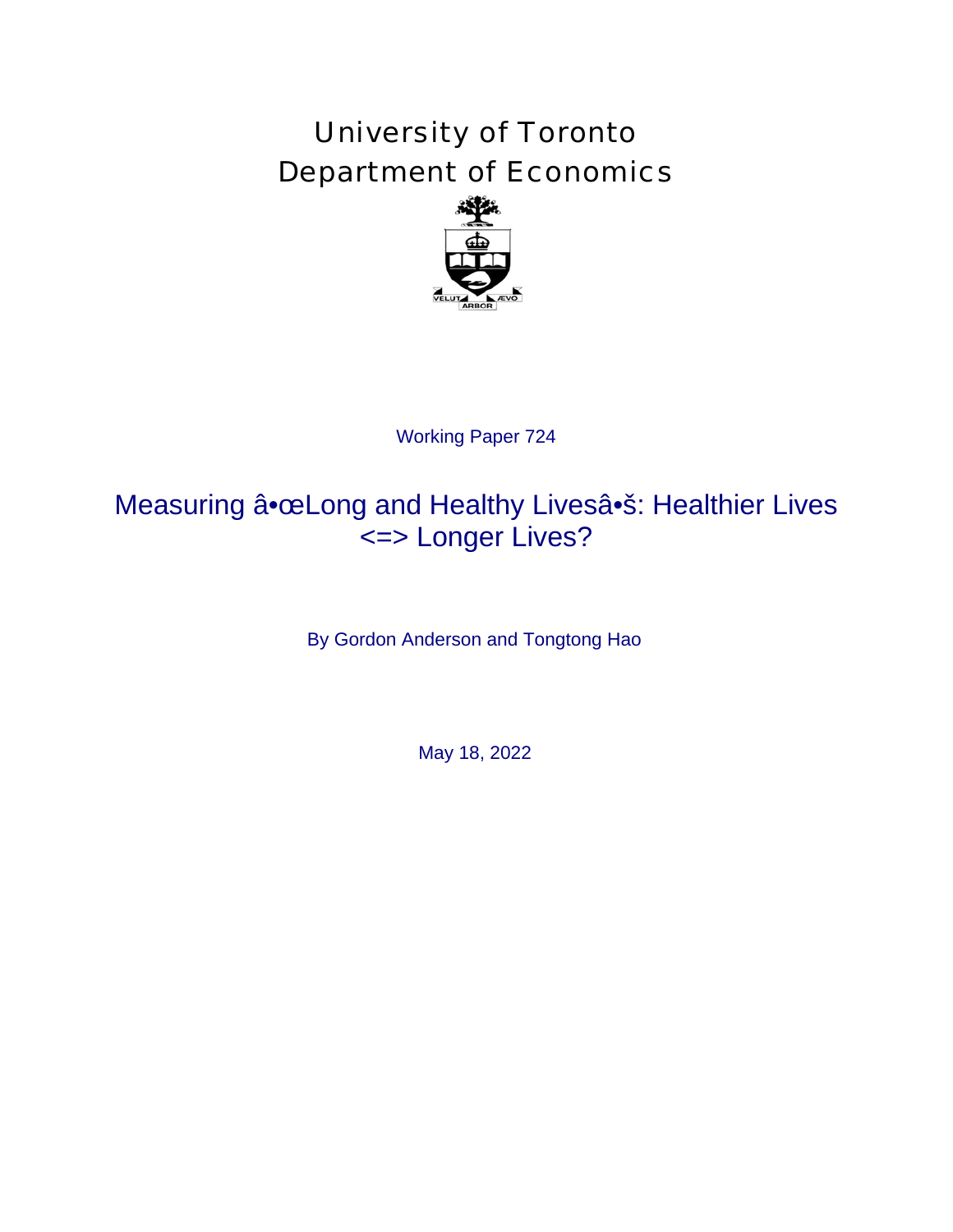# University of Toronto
# Department of Economics

Working Paper 724

## Measuring â•œLong and Healthy Livesâ•š: Healthier Lives <=> Longer Lives?

By Gordon Anderson and Tongtong Hao

May 18, 2022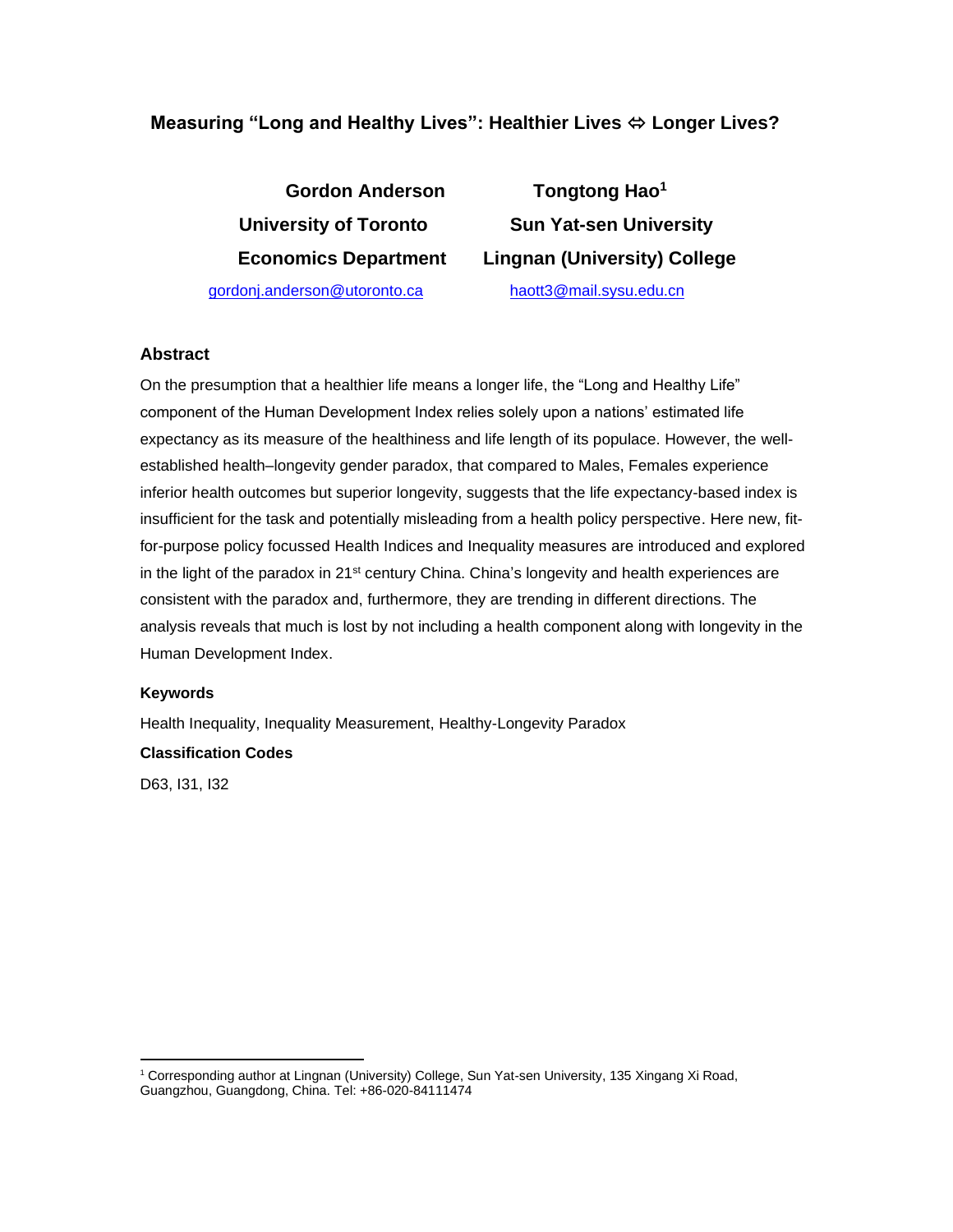# Measuring "Long and Healthy Lives": Healthier Lives ⇔ Longer Lives?

**Gordon Anderson**
**University of Toronto**
**Economics Department**
gordonj.anderson@utoronto.ca

**Tongtong Hao[1]**
**Sun Yat-sen University**
**Lingnan (University) College**
haott3@mail.sysu.edu.cn

## Abstract

On the presumption that a healthier life means a longer life, the "Long and Healthy Life" component of the Human Development Index relies solely upon a nations' estimated life expectancy as its measure of the healthiness and life length of its populace. However, the well-established health–longevity gender paradox, that compared to Males, Females experience inferior health outcomes but superior longevity, suggests that the life expectancy-based index is insufficient for the task and potentially misleading from a health policy perspective. Here new, fit-for-purpose policy focussed Health Indices and Inequality measures are introduced and explored in the light of the paradox in 21st century China. China's longevity and health experiences are consistent with the paradox and, furthermore, they are trending in different directions. The analysis reveals that much is lost by not including a health component along with longevity in the Human Development Index.

### Keywords

Health Inequality, Inequality Measurement, Healthy-Longevity Paradox

### Classification Codes

D63, I31, I32

[1] Corresponding author at Lingnan (University) College, Sun Yat-sen University, 135 Xingang Xi Road, Guangzhou, Guangdong, China. Tel: +86-020-84111474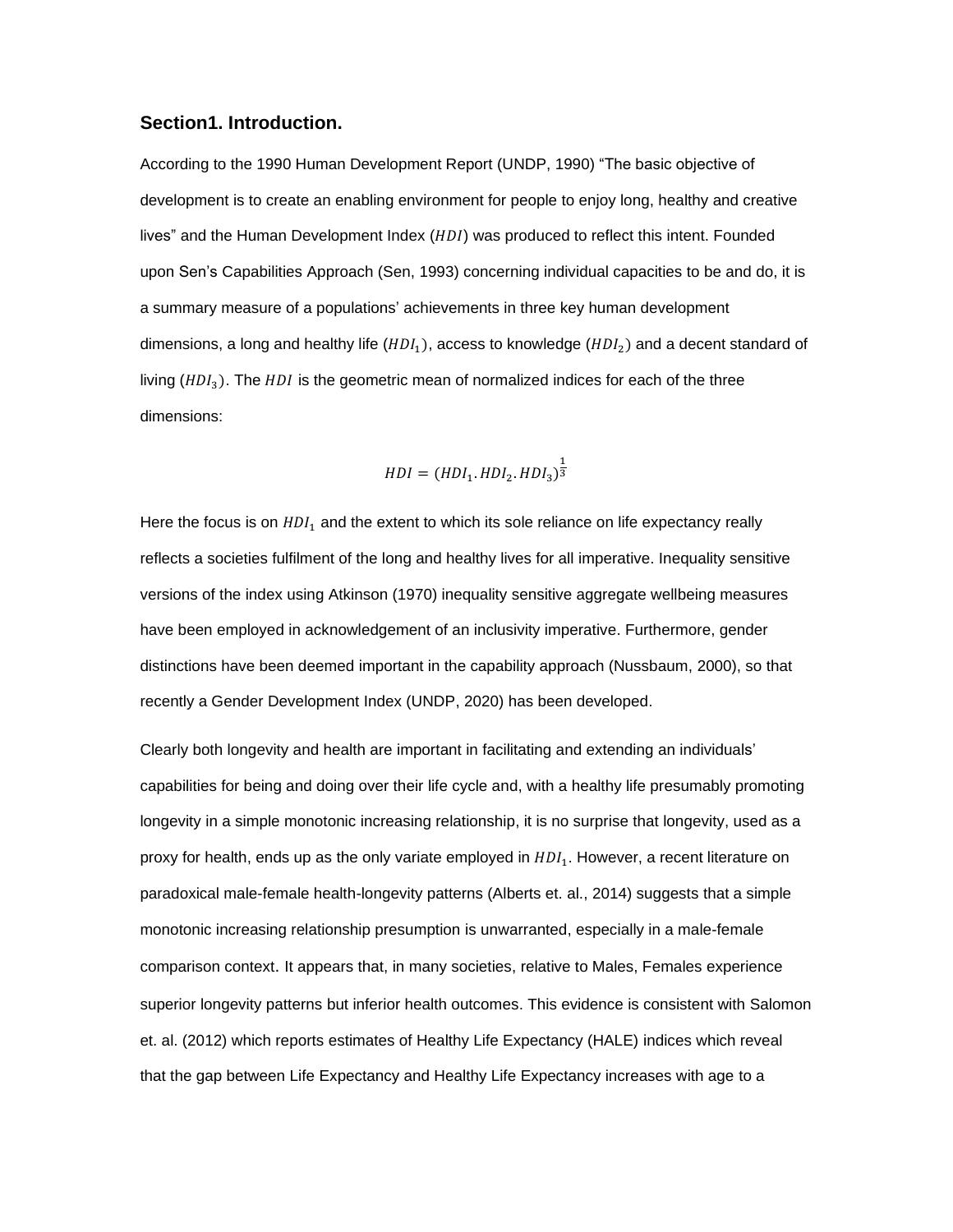## Section1. Introduction.

According to the 1990 Human Development Report (UNDP, 1990) "The basic objective of development is to create an enabling environment for people to enjoy long, healthy and creative lives" and the Human Development Index ($HDI$) was produced to reflect this intent. Founded upon Sen's Capabilities Approach (Sen, 1993) concerning individual capacities to be and do, it is a summary measure of a populations' achievements in three key human development dimensions, a long and healthy life ($HDI_1$), access to knowledge ($HDI_2$) and a decent standard of living ($HDI_3$). The $HDI$ is the geometric mean of normalized indices for each of the three dimensions:

$$HDI = (HDI_1.HDI_2.HDI_3)^{\frac{1}{3}}$$

Here the focus is on $HDI_1$ and the extent to which its sole reliance on life expectancy really reflects a societies fulfilment of the long and healthy lives for all imperative. Inequality sensitive versions of the index using Atkinson (1970) inequality sensitive aggregate wellbeing measures have been employed in acknowledgement of an inclusivity imperative. Furthermore, gender distinctions have been deemed important in the capability approach (Nussbaum, 2000), so that recently a Gender Development Index (UNDP, 2020) has been developed.

Clearly both longevity and health are important in facilitating and extending an individuals' capabilities for being and doing over their life cycle and, with a healthy life presumably promoting longevity in a simple monotonic increasing relationship, it is no surprise that longevity, used as a proxy for health, ends up as the only variate employed in $HDI_1$. However, a recent literature on paradoxical male-female health-longevity patterns (Alberts et. al., 2014) suggests that a simple monotonic increasing relationship presumption is unwarranted, especially in a male-female comparison context. It appears that, in many societies, relative to Males, Females experience superior longevity patterns but inferior health outcomes. This evidence is consistent with Salomon et. al. (2012) which reports estimates of Healthy Life Expectancy (HALE) indices which reveal that the gap between Life Expectancy and Healthy Life Expectancy increases with age to a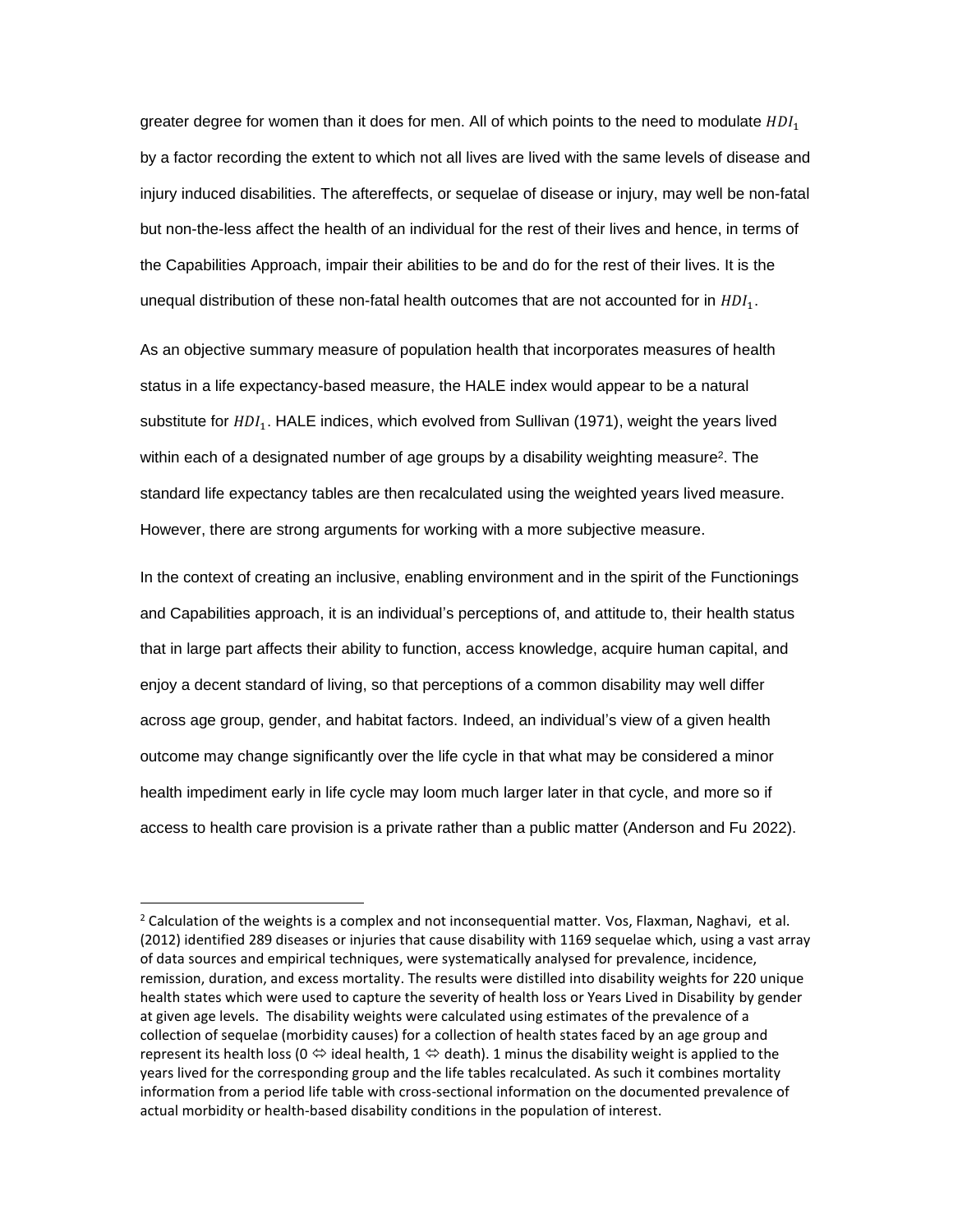greater degree for women than it does for men. All of which points to the need to modulate $HDI_1$ by a factor recording the extent to which not all lives are lived with the same levels of disease and injury induced disabilities. The aftereffects, or sequelae of disease or injury, may well be non-fatal but non-the-less affect the health of an individual for the rest of their lives and hence, in terms of the Capabilities Approach, impair their abilities to be and do for the rest of their lives. It is the unequal distribution of these non-fatal health outcomes that are not accounted for in $HDI_1$.

As an objective summary measure of population health that incorporates measures of health status in a life expectancy-based measure, the HALE index would appear to be a natural substitute for $HDI_1$. HALE indices, which evolved from Sullivan (1971), weight the years lived within each of a designated number of age groups by a disability weighting measure[2]. The standard life expectancy tables are then recalculated using the weighted years lived measure. However, there are strong arguments for working with a more subjective measure.

In the context of creating an inclusive, enabling environment and in the spirit of the Functionings and Capabilities approach, it is an individual's perceptions of, and attitude to, their health status that in large part affects their ability to function, access knowledge, acquire human capital, and enjoy a decent standard of living, so that perceptions of a common disability may well differ across age group, gender, and habitat factors. Indeed, an individual's view of a given health outcome may change significantly over the life cycle in that what may be considered a minor health impediment early in life cycle may loom much larger later in that cycle, and more so if access to health care provision is a private rather than a public matter (Anderson and Fu 2022).

[2] Calculation of the weights is a complex and not inconsequential matter. Vos, Flaxman, Naghavi, et al. (2012) identified 289 diseases or injuries that cause disability with 1169 sequelae which, using a vast array of data sources and empirical techniques, were systematically analysed for prevalence, incidence, remission, duration, and excess mortality. The results were distilled into disability weights for 220 unique health states which were used to capture the severity of health loss or Years Lived in Disability by gender at given age levels. The disability weights were calculated using estimates of the prevalence of a collection of sequelae (morbidity causes) for a collection of health states faced by an age group and represent its health loss ($0 \Leftrightarrow$ ideal health, $1 \Leftrightarrow$ death). 1 minus the disability weight is applied to the years lived for the corresponding group and the life tables recalculated. As such it combines mortality information from a period life table with cross-sectional information on the documented prevalence of actual morbidity or health-based disability conditions in the population of interest.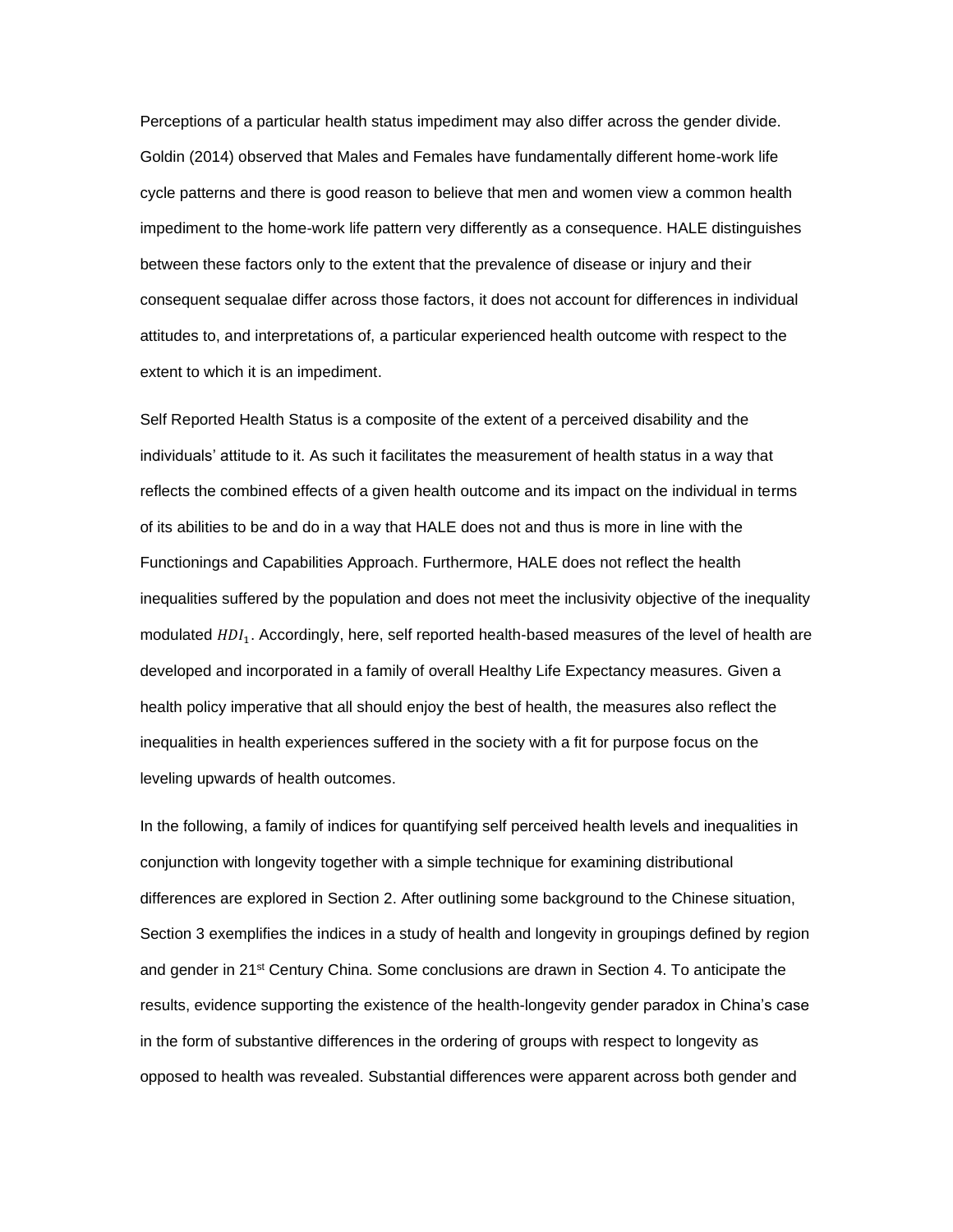Perceptions of a particular health status impediment may also differ across the gender divide. Goldin (2014) observed that Males and Females have fundamentally different home-work life cycle patterns and there is good reason to believe that men and women view a common health impediment to the home-work life pattern very differently as a consequence. HALE distinguishes between these factors only to the extent that the prevalence of disease or injury and their consequent sequalae differ across those factors, it does not account for differences in individual attitudes to, and interpretations of, a particular experienced health outcome with respect to the extent to which it is an impediment.

Self Reported Health Status is a composite of the extent of a perceived disability and the individuals' attitude to it. As such it facilitates the measurement of health status in a way that reflects the combined effects of a given health outcome and its impact on the individual in terms of its abilities to be and do in a way that HALE does not and thus is more in line with the Functionings and Capabilities Approach. Furthermore, HALE does not reflect the health inequalities suffered by the population and does not meet the inclusivity objective of the inequality modulated $HDI_1$. Accordingly, here, self reported health-based measures of the level of health are developed and incorporated in a family of overall Healthy Life Expectancy measures. Given a health policy imperative that all should enjoy the best of health, the measures also reflect the inequalities in health experiences suffered in the society with a fit for purpose focus on the leveling upwards of health outcomes.

In the following, a family of indices for quantifying self perceived health levels and inequalities in conjunction with longevity together with a simple technique for examining distributional differences are explored in Section 2. After outlining some background to the Chinese situation, Section 3 exemplifies the indices in a study of health and longevity in groupings defined by region and gender in 21st Century China. Some conclusions are drawn in Section 4. To anticipate the results, evidence supporting the existence of the health-longevity gender paradox in China's case in the form of substantive differences in the ordering of groups with respect to longevity as opposed to health was revealed. Substantial differences were apparent across both gender and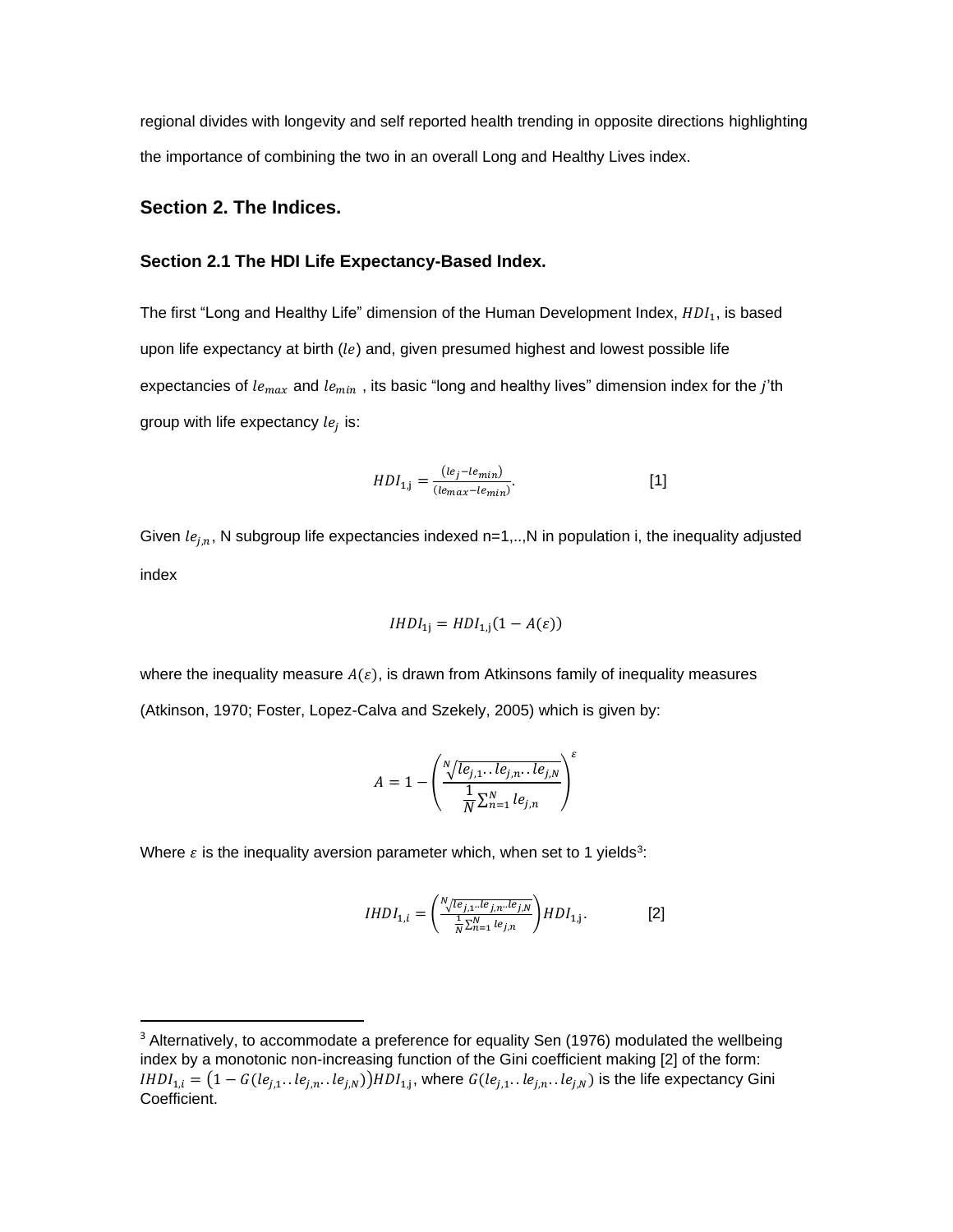regional divides with longevity and self reported health trending in opposite directions highlighting the importance of combining the two in an overall Long and Healthy Lives index.

## Section 2. The Indices.

### Section 2.1 The HDI Life Expectancy-Based Index.

The first "Long and Healthy Life" dimension of the Human Development Index, $HDI_1$, is based upon life expectancy at birth ($le$) and, given presumed highest and lowest possible life expectancies of $le_{max}$ and $le_{min}$ , its basic "long and healthy lives" dimension index for the $j$'th group with life expectancy $le_j$ is:

$$HDI_{1,\mathrm{j}} = \frac{(le_j - le_{min})}{(le_{max} - le_{min})}. \qquad [1]$$

Given $le_{j,n}$, N subgroup life expectancies indexed n=1,..,N in population i, the inequality adjusted index

$$IHDI_{1\mathrm{j}} = HDI_{1,\mathrm{j}}(1 - A(\varepsilon))$$

where the inequality measure $A(\varepsilon)$, is drawn from Atkinsons family of inequality measures (Atkinson, 1970; Foster, Lopez-Calva and Szekely, 2005) which is given by:

$$A = 1 - \left( \frac{\sqrt[N]{le_{j,1} .. le_{j,n} .. le_{j,N}}}{\frac{1}{N}\sum_{n=1}^{N} le_{j,n}} \right)^{\varepsilon}$$

Where $\varepsilon$ is the inequality aversion parameter which, when set to 1 yields[3]:

$$IHDI_{1,i} = \left( \frac{\sqrt[N]{le_{j,1} .. le_{j,n} .. le_{j,N}}}{\frac{1}{N}\sum_{n=1}^{N} le_{j,n}} \right) HDI_{1,\mathrm{j}}. \qquad [2]$$

[3] Alternatively, to accommodate a preference for equality Sen (1976) modulated the wellbeing index by a monotonic non-increasing function of the Gini coefficient making [2] of the form: $IHDI_{1,i} = \left(1 - G(le_{j,1} .. le_{j,n} .. le_{j,N})\right) HDI_{1,\mathrm{j}}$, where $G(le_{j,1} .. le_{j,n} .. le_{j,N})$ is the life expectancy Gini Coefficient.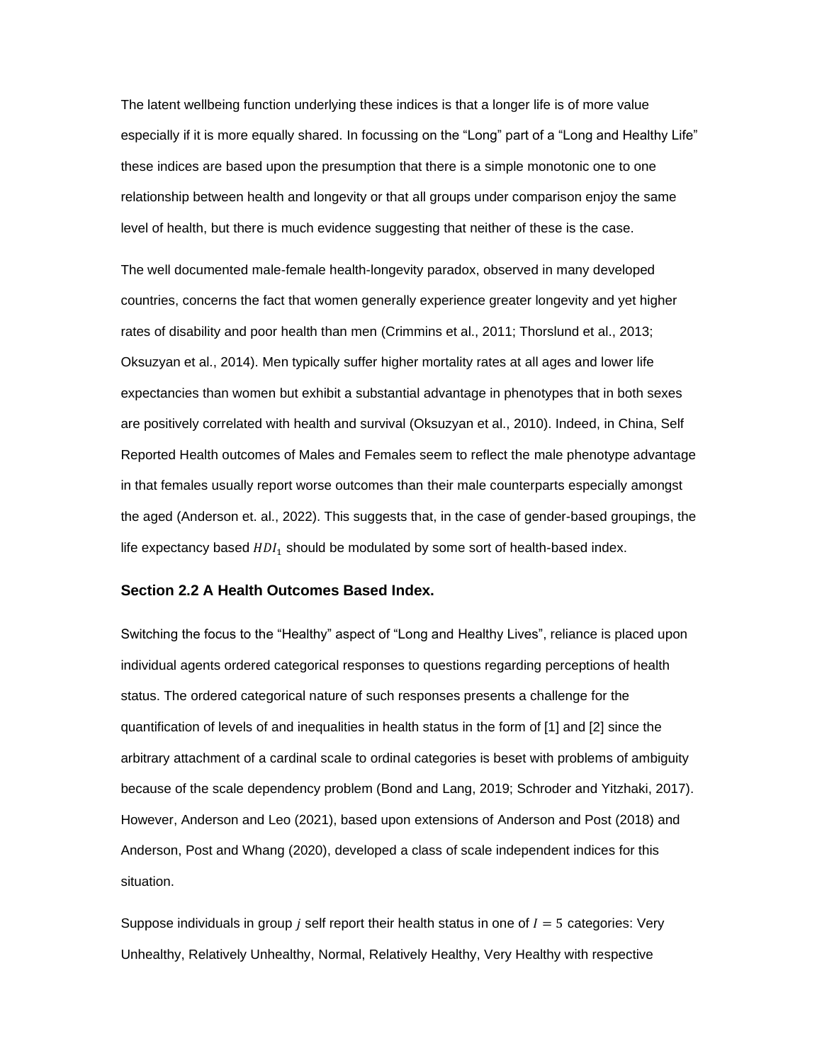The latent wellbeing function underlying these indices is that a longer life is of more value especially if it is more equally shared. In focussing on the “Long” part of a “Long and Healthy Life” these indices are based upon the presumption that there is a simple monotonic one to one relationship between health and longevity or that all groups under comparison enjoy the same level of health, but there is much evidence suggesting that neither of these is the case.

The well documented male-female health-longevity paradox, observed in many developed countries, concerns the fact that women generally experience greater longevity and yet higher rates of disability and poor health than men (Crimmins et al., 2011; Thorslund et al., 2013; Oksuzyan et al., 2014). Men typically suffer higher mortality rates at all ages and lower life expectancies than women but exhibit a substantial advantage in phenotypes that in both sexes are positively correlated with health and survival (Oksuzyan et al., 2010). Indeed, in China, Self Reported Health outcomes of Males and Females seem to reflect the male phenotype advantage in that females usually report worse outcomes than their male counterparts especially amongst the aged (Anderson et. al., 2022). This suggests that, in the case of gender-based groupings, the life expectancy based $HDI_1$ should be modulated by some sort of health-based index.

### Section 2.2 A Health Outcomes Based Index.

Switching the focus to the “Healthy” aspect of “Long and Healthy Lives”, reliance is placed upon individual agents ordered categorical responses to questions regarding perceptions of health status. The ordered categorical nature of such responses presents a challenge for the quantification of levels of and inequalities in health status in the form of [1] and [2] since the arbitrary attachment of a cardinal scale to ordinal categories is beset with problems of ambiguity because of the scale dependency problem (Bond and Lang, 2019; Schroder and Yitzhaki, 2017). However, Anderson and Leo (2021), based upon extensions of Anderson and Post (2018) and Anderson, Post and Whang (2020), developed a class of scale independent indices for this situation.

Suppose individuals in group $j$ self report their health status in one of $I = 5$ categories: Very Unhealthy, Relatively Unhealthy, Normal, Relatively Healthy, Very Healthy with respective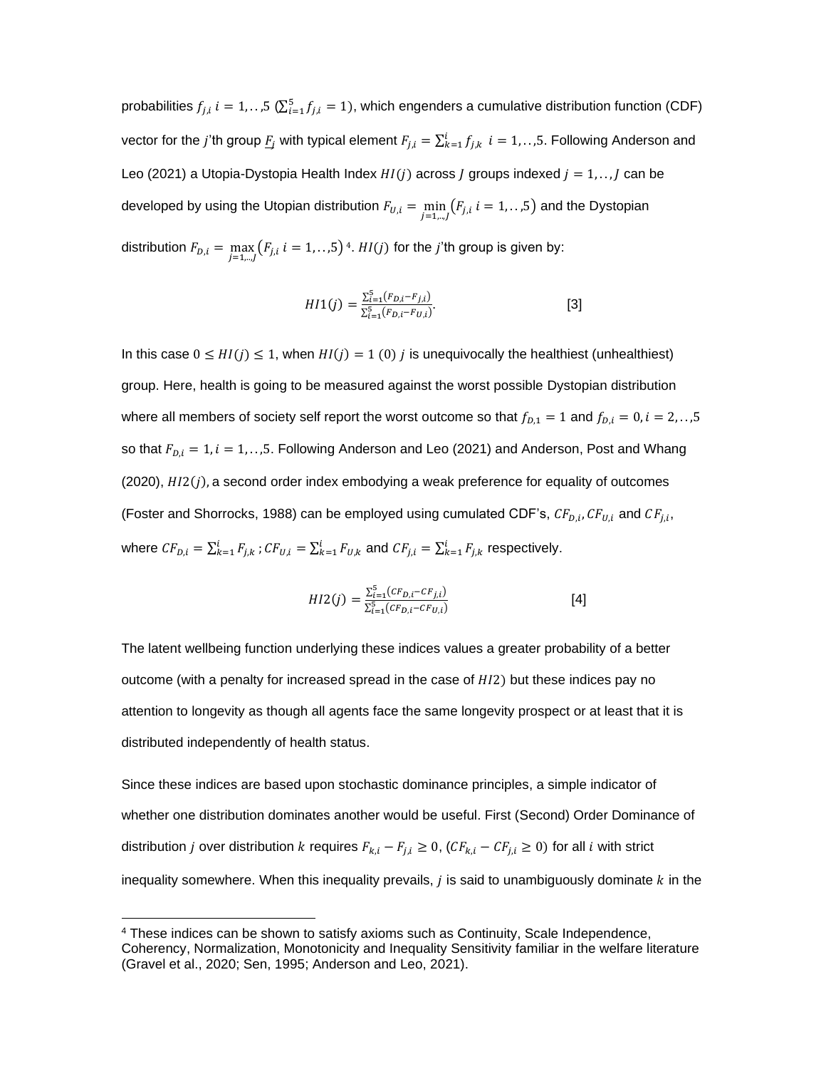probabilities $f_{j,i}$ $i = 1,..,5$ ($\sum_{i=1}^{5} f_{j,i} = 1$), which engenders a cumulative distribution function (CDF) vector for the $j$'th group $\underline{F}_j$ with typical element $F_{j,i} = \sum_{k=1}^{i} f_{j,k}$ $i = 1,..,5$. Following Anderson and Leo (2021) a Utopia-Dystopia Health Index $HI(j)$ across $J$ groups indexed $j = 1,..,J$ can be developed by using the Utopian distribution $F_{U,i} = \min_{j=1,..,J}(F_{j,i}\ i = 1,..,5)$ and the Dystopian distribution $F_{D,i} = \max_{j=1,..,J}(F_{j,i}\ i = 1,..,5)$ [4]. $HI(j)$ for the $j$'th group is given by:

$$HI1(j) = \frac{\sum_{i=1}^{5}(F_{D,i} - F_{j,i})}{\sum_{i=1}^{5}(F_{D,i} - F_{U,i})}. \qquad [3]$$

In this case $0 \leq HI(j) \leq 1$, when $HI(j) = 1$ (0) $j$ is unequivocally the healthiest (unhealthiest) group. Here, health is going to be measured against the worst possible Dystopian distribution where all members of society self report the worst outcome so that $f_{D,1} = 1$ and $f_{D,i} = 0, i = 2,..,5$ so that $F_{D,i} = 1, i = 1,..,5$. Following Anderson and Leo (2021) and Anderson, Post and Whang (2020), $HI2(j)$, a second order index embodying a weak preference for equality of outcomes (Foster and Shorrocks, 1988) can be employed using cumulated CDF's, $CF_{D,i}$, $CF_{U,i}$ and $CF_{j,i}$, where $CF_{D,i} = \sum_{k=1}^{i} F_{j,k}$ ; $CF_{U,i} = \sum_{k=1}^{i} F_{U,k}$ and $CF_{j,i} = \sum_{k=1}^{i} F_{j,k}$ respectively.

$$HI2(j) = \frac{\sum_{i=1}^{5}(CF_{D,i} - CF_{j,i})}{\sum_{i=1}^{5}(CF_{D,i} - CF_{U,i})} \qquad [4]$$

The latent wellbeing function underlying these indices values a greater probability of a better outcome (with a penalty for increased spread in the case of $HI2$) but these indices pay no attention to longevity as though all agents face the same longevity prospect or at least that it is distributed independently of health status.

Since these indices are based upon stochastic dominance principles, a simple indicator of whether one distribution dominates another would be useful. First (Second) Order Dominance of distribution $j$ over distribution $k$ requires $F_{k,i} - F_{j,i} \geq 0$, ($CF_{k,i} - CF_{j,i} \geq 0$) for all $i$ with strict inequality somewhere. When this inequality prevails, $j$ is said to unambiguously dominate $k$ in the

[4] These indices can be shown to satisfy axioms such as Continuity, Scale Independence, Coherency, Normalization, Monotonicity and Inequality Sensitivity familiar in the welfare literature (Gravel et al., 2020; Sen, 1995; Anderson and Leo, 2021).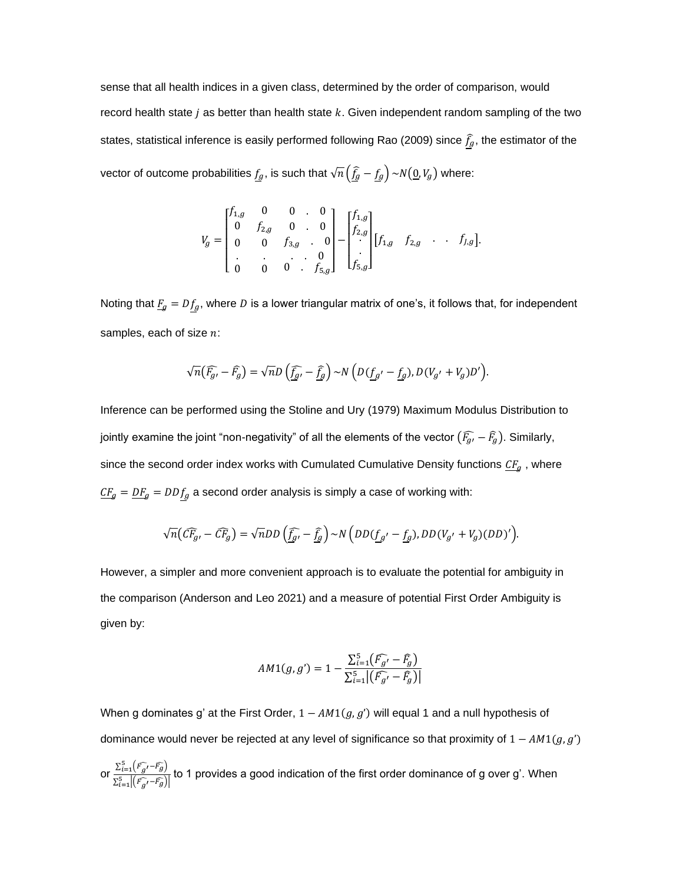sense that all health indices in a given class, determined by the order of comparison, would record health state $j$ as better than health state $k$. Given independent random sampling of the two states, statistical inference is easily performed following Rao (2009) since $\underline{\hat{f}_g}$, the estimator of the vector of outcome probabilities $\underline{f_g}$, is such that $\sqrt{n}\left(\underline{\hat{f}_g} - \underline{f_g}\right) \sim N(\underline{0}, V_g)$ where:

$$V_g = \begin{bmatrix} f_{1,g} & 0 & 0 & . & 0 \\ 0 & f_{2,g} & 0 & . & 0 \\ 0 & 0 & f_{3,g} & . & 0 \\ . & . & . & . & 0 \\ 0 & 0 & 0 & . & f_{5,g} \end{bmatrix} - \begin{bmatrix} f_{1,g} \\ f_{2,g} \\ . \\ . \\ f_{5,g} \end{bmatrix} \begin{bmatrix} f_{1,g} & f_{2,g} & . & . & f_{J,g} \end{bmatrix}.$$

Noting that $\underline{F_g} = D\underline{f_g}$, where $D$ is a lower triangular matrix of one's, it follows that, for independent samples, each of size $n$:

$$\sqrt{n}\left(\widehat{F_{g'}} - \widehat{F_g}\right) = \sqrt{n}D\left(\underline{\widehat{f_{g'}}} - \underline{\hat{f}_g}\right) \sim N\left(D(\underline{f_{g'}} - \underline{f_g}), D(V_{g'} + V_g)D'\right).$$

Inference can be performed using the Stoline and Ury (1979) Maximum Modulus Distribution to jointly examine the joint "non-negativity" of all the elements of the vector $\left(\widehat{F_{g'}} - \widehat{F_g}\right)$. Similarly, since the second order index works with Cumulated Cumulative Density functions $\underline{CF_g}$ , where $\underline{CF_g} = \underline{DF_g} = DD\underline{f_g}$ a second order analysis is simply a case of working with:

$$\sqrt{n}\left(\widehat{CF}_{g'} - \widehat{CF}_g\right) = \sqrt{n}DD\left(\underline{\widehat{f_{g'}}} - \underline{\hat{f}_g}\right) \sim N\left(DD(\underline{f_{g'}} - \underline{f_g}), DD(V_{g'} + V_g)(DD)'\right).$$

However, a simpler and more convenient approach is to evaluate the potential for ambiguity in the comparison (Anderson and Leo 2021) and a measure of potential First Order Ambiguity is given by:

$$AM1(g, g') = 1 - \frac{\sum_{i=1}^{5}\left(\widehat{F_{g'}} - \widehat{F_g}\right)}{\sum_{i=1}^{5}\left|\left(\widehat{F_{g'}} - \widehat{F_g}\right)\right|}$$

When g dominates g' at the First Order, $1 - AM1(g, g')$ will equal 1 and a null hypothesis of dominance would never be rejected at any level of significance so that proximity of $1 - AM1(g, g')$ or $\frac{\sum_{i=1}^{5}\left(\widehat{F_{g'}} - \widehat{F_g}\right)}{\sum_{i=1}^{5}\left|\left(\widehat{F_{g'}} - \widehat{F_g}\right)\right|}$ to 1 provides a good indication of the first order dominance of g over g'. When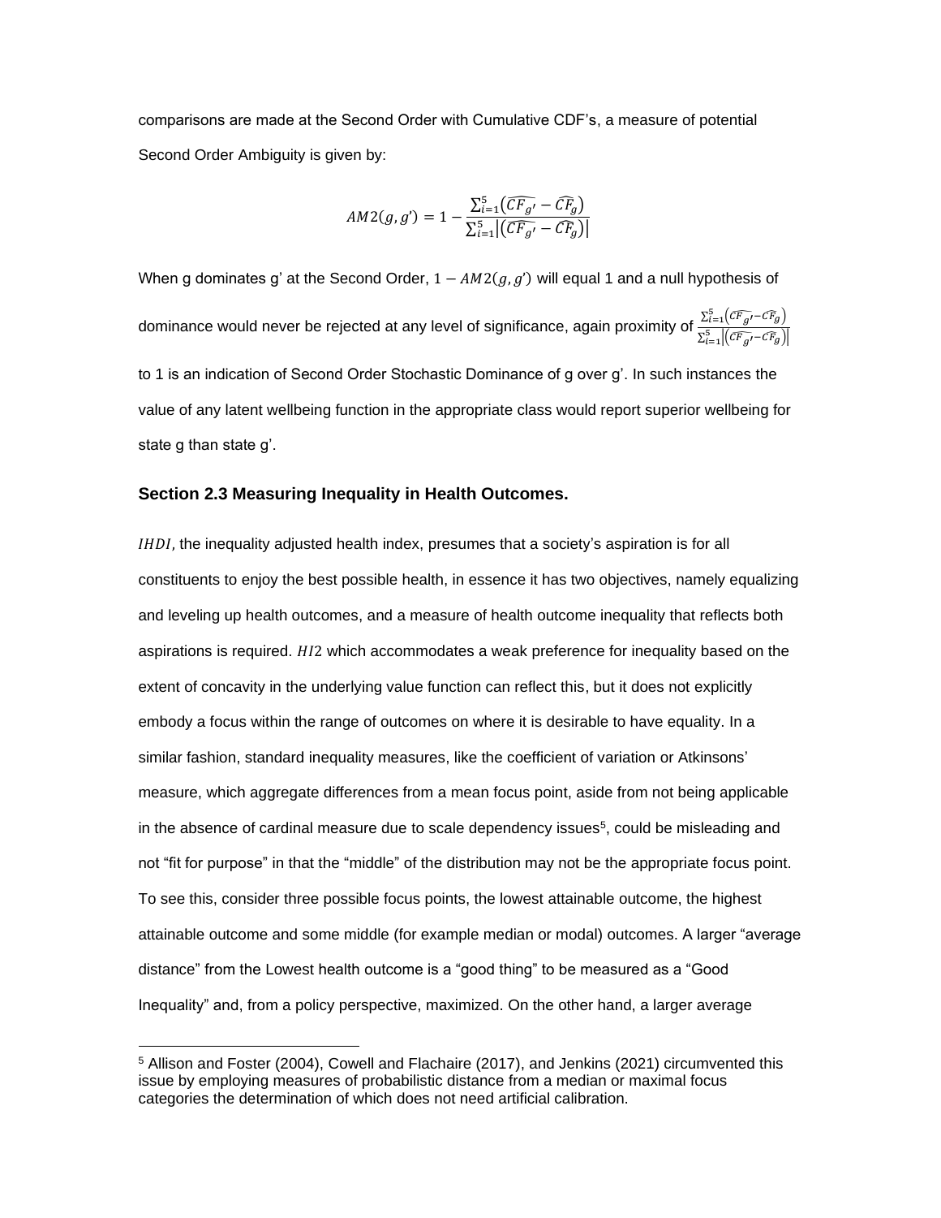comparisons are made at the Second Order with Cumulative CDF's, a measure of potential Second Order Ambiguity is given by:

$$AM2(g, g') = 1 - \frac{\sum_{i=1}^{5}\left(\widehat{CF_{g'}} - \widehat{CF_g}\right)}{\sum_{i=1}^{5}\left|\left(\widehat{CF_{g'}} - \widehat{CF_g}\right)\right|}$$

When g dominates g' at the Second Order, $1 - AM2(g, g')$ will equal 1 and a null hypothesis of dominance would never be rejected at any level of significance, again proximity of $\frac{\sum_{i=1}^{5}\left(\widehat{CF_{g'}} - \widehat{CF_g}\right)}{\sum_{i=1}^{5}\left|\left(\widehat{CF_{g'}} - \widehat{CF_g}\right)\right|}$ to 1 is an indication of Second Order Stochastic Dominance of g over g'. In such instances the value of any latent wellbeing function in the appropriate class would report superior wellbeing for state g than state g'.

### Section 2.3 Measuring Inequality in Health Outcomes.

$IHDI$, the inequality adjusted health index, presumes that a society's aspiration is for all constituents to enjoy the best possible health, in essence it has two objectives, namely equalizing and leveling up health outcomes, and a measure of health outcome inequality that reflects both aspirations is required. $HI2$ which accommodates a weak preference for inequality based on the extent of concavity in the underlying value function can reflect this, but it does not explicitly embody a focus within the range of outcomes on where it is desirable to have equality. In a similar fashion, standard inequality measures, like the coefficient of variation or Atkinsons' measure, which aggregate differences from a mean focus point, aside from not being applicable in the absence of cardinal measure due to scale dependency issues[5], could be misleading and not "fit for purpose" in that the "middle" of the distribution may not be the appropriate focus point. To see this, consider three possible focus points, the lowest attainable outcome, the highest attainable outcome and some middle (for example median or modal) outcomes. A larger "average distance" from the Lowest health outcome is a "good thing" to be measured as a "Good Inequality" and, from a policy perspective, maximized. On the other hand, a larger average

[5] Allison and Foster (2004), Cowell and Flachaire (2017), and Jenkins (2021) circumvented this issue by employing measures of probabilistic distance from a median or maximal focus categories the determination of which does not need artificial calibration.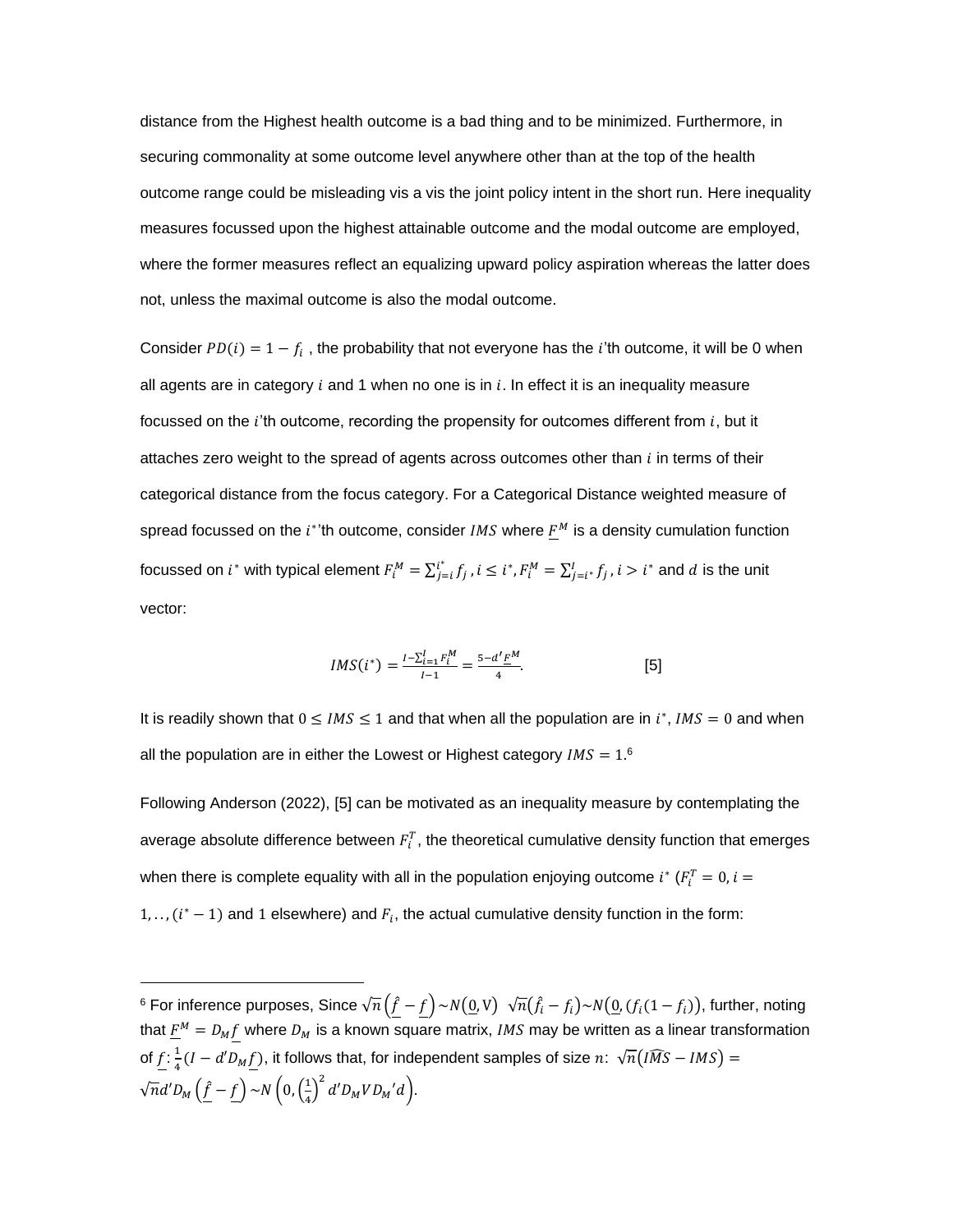distance from the Highest health outcome is a bad thing and to be minimized. Furthermore, in securing commonality at some outcome level anywhere other than at the top of the health outcome range could be misleading vis a vis the joint policy intent in the short run. Here inequality measures focussed upon the highest attainable outcome and the modal outcome are employed, where the former measures reflect an equalizing upward policy aspiration whereas the latter does not, unless the maximal outcome is also the modal outcome.

Consider $PD(i) = 1 - f_i$ , the probability that not everyone has the $i$'th outcome, it will be 0 when all agents are in category $i$ and 1 when no one is in $i$. In effect it is an inequality measure focussed on the $i$'th outcome, recording the propensity for outcomes different from $i$, but it attaches zero weight to the spread of agents across outcomes other than $i$ in terms of their categorical distance from the focus category. For a Categorical Distance weighted measure of spread focussed on the $i^*$'th outcome, consider $IMS$ where $\underline{F}^M$ is a density cumulation function focussed on $i^*$ with typical element $F_i^M = \sum_{j=i}^{i^*} f_j \,, i \leq i^*, F_i^M = \sum_{j=i^*}^{I} f_j \,, i > i^*$ and $d$ is the unit vector:

$$IMS(i^*) = \frac{I - \sum_{i=1}^{I} F_i^M}{I-1} = \frac{5 - d'\underline{F}^M}{4}. \qquad [5]$$

It is readily shown that $0 \leq IMS \leq 1$ and that when all the population are in $i^*$, $IMS = 0$ and when all the population are in either the Lowest or Highest category $IMS = 1$.[6]

Following Anderson (2022), [5] can be motivated as an inequality measure by contemplating the average absolute difference between $F_i^T$, the theoretical cumulative density function that emerges when there is complete equality with all in the population enjoying outcome $i^*$ ($F_i^T = 0, i = 1, .., (i^* - 1)$ and 1 elsewhere) and $F_i$, the actual cumulative density function in the form:

---

[6] For inference purposes, Since $\sqrt{n}\left(\underline{\hat{f}} - \underline{f}\right) \sim N\left(\underline{0}, \mathrm{V}\right)$ $\sqrt{n}\left(\hat{f}_i - f_i\right) \sim N\left(\underline{0}, \left(f_i(1 - f_i\right)\right)$, further, noting that $\underline{F}^M = D_M \underline{f}$ where $D_M$ is a known square matrix, $IMS$ may be written as a linear transformation of $\underline{f}$: $\frac{1}{4}(I - d'D_M \underline{f})$, it follows that, for independent samples of size $n$: $\sqrt{n}\left(\widehat{IMS} - IMS\right) = \sqrt{n} d' D_M \left(\underline{\hat{f}} - \underline{f}\right) \sim N\left(0, \left(\frac{1}{4}\right)^2 d' D_M V D_M{}' d\right)$.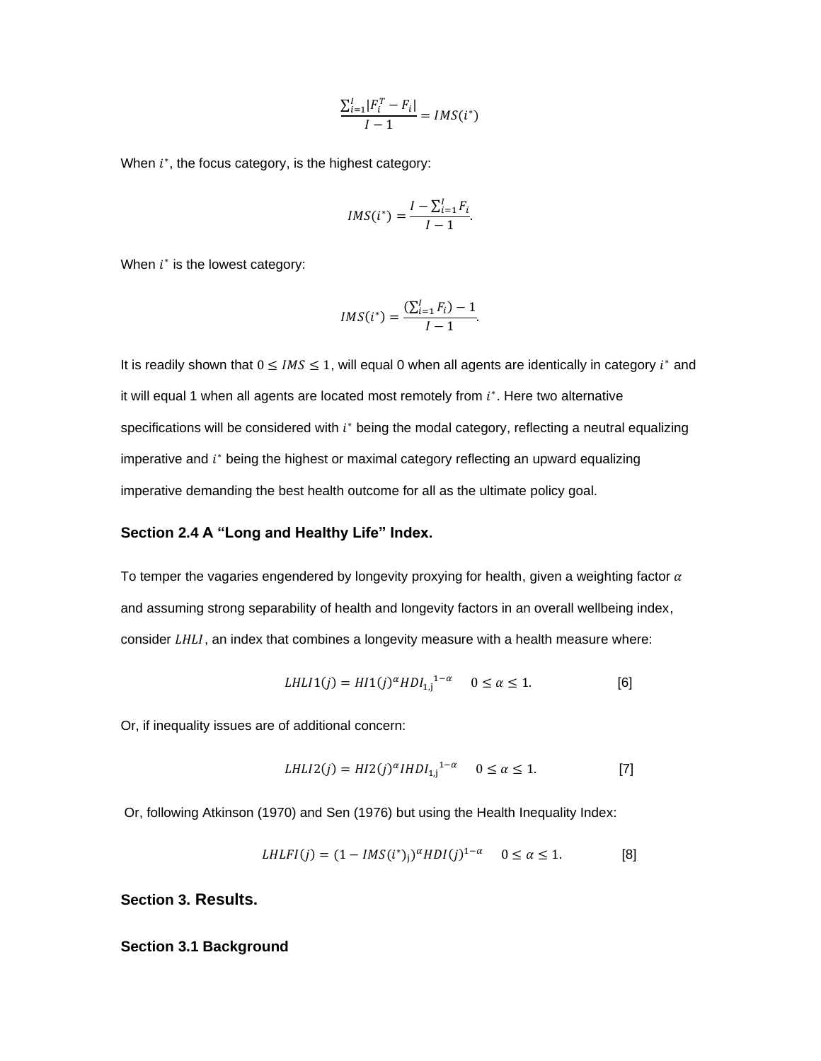$$\frac{\sum_{i=1}^{I}|F_i^T - F_i|}{I-1} = IMS(i^*)$$

When $i^*$, the focus category, is the highest category:

$$IMS(i^*) = \frac{I - \sum_{i=1}^{I} F_i}{I-1}.$$

When $i^*$ is the lowest category:

$$IMS(i^*) = \frac{(\sum_{i=1}^{I} F_i) - 1}{I-1}.$$

It is readily shown that $0 \leq IMS \leq 1$, will equal 0 when all agents are identically in category $i^*$ and it will equal 1 when all agents are located most remotely from $i^*$. Here two alternative specifications will be considered with $i^*$ being the modal category, reflecting a neutral equalizing imperative and $i^*$ being the highest or maximal category reflecting an upward equalizing imperative demanding the best health outcome for all as the ultimate policy goal.

### Section 2.4 A "Long and Healthy Life" Index.

To temper the vagaries engendered by longevity proxying for health, given a weighting factor $\alpha$ and assuming strong separability of health and longevity factors in an overall wellbeing index, consider $LHLI$, an index that combines a longevity measure with a health measure where:

$$LHLI1(j) = HI1(j)^{\alpha} {HDI_{1,j}}^{1-\alpha} \quad 0 \leq \alpha \leq 1. \qquad [6]$$

Or, if inequality issues are of additional concern:

$$LHLI2(j) = HI2(j)^{\alpha} {IHDI_{1,j}}^{1-\alpha} \quad 0 \leq \alpha \leq 1. \qquad [7]$$

Or, following Atkinson (1970) and Sen (1976) but using the Health Inequality Index:

$$LHLFI(j) = (1 - IMS(i^*)_j)^{\alpha} HDI(j)^{1-\alpha} \quad 0 \leq \alpha \leq 1. \qquad [8]$$

## Section 3. Results.

### Section 3.1 Background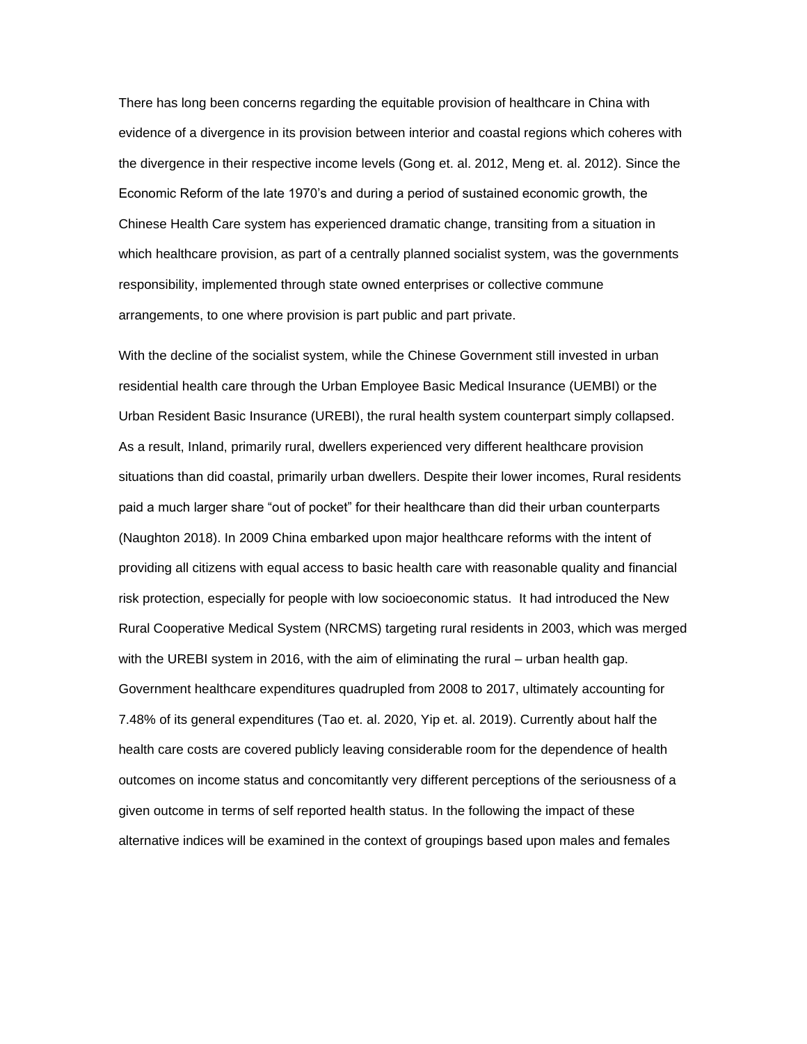There has long been concerns regarding the equitable provision of healthcare in China with evidence of a divergence in its provision between interior and coastal regions which coheres with the divergence in their respective income levels (Gong et. al. 2012, Meng et. al. 2012). Since the Economic Reform of the late 1970's and during a period of sustained economic growth, the Chinese Health Care system has experienced dramatic change, transiting from a situation in which healthcare provision, as part of a centrally planned socialist system, was the governments responsibility, implemented through state owned enterprises or collective commune arrangements, to one where provision is part public and part private.

With the decline of the socialist system, while the Chinese Government still invested in urban residential health care through the Urban Employee Basic Medical Insurance (UEMBI) or the Urban Resident Basic Insurance (UREBI), the rural health system counterpart simply collapsed. As a result, Inland, primarily rural, dwellers experienced very different healthcare provision situations than did coastal, primarily urban dwellers. Despite their lower incomes, Rural residents paid a much larger share "out of pocket" for their healthcare than did their urban counterparts (Naughton 2018). In 2009 China embarked upon major healthcare reforms with the intent of providing all citizens with equal access to basic health care with reasonable quality and financial risk protection, especially for people with low socioeconomic status. It had introduced the New Rural Cooperative Medical System (NRCMS) targeting rural residents in 2003, which was merged with the UREBI system in 2016, with the aim of eliminating the rural – urban health gap. Government healthcare expenditures quadrupled from 2008 to 2017, ultimately accounting for 7.48% of its general expenditures (Tao et. al. 2020, Yip et. al. 2019). Currently about half the health care costs are covered publicly leaving considerable room for the dependence of health outcomes on income status and concomitantly very different perceptions of the seriousness of a given outcome in terms of self reported health status. In the following the impact of these alternative indices will be examined in the context of groupings based upon males and females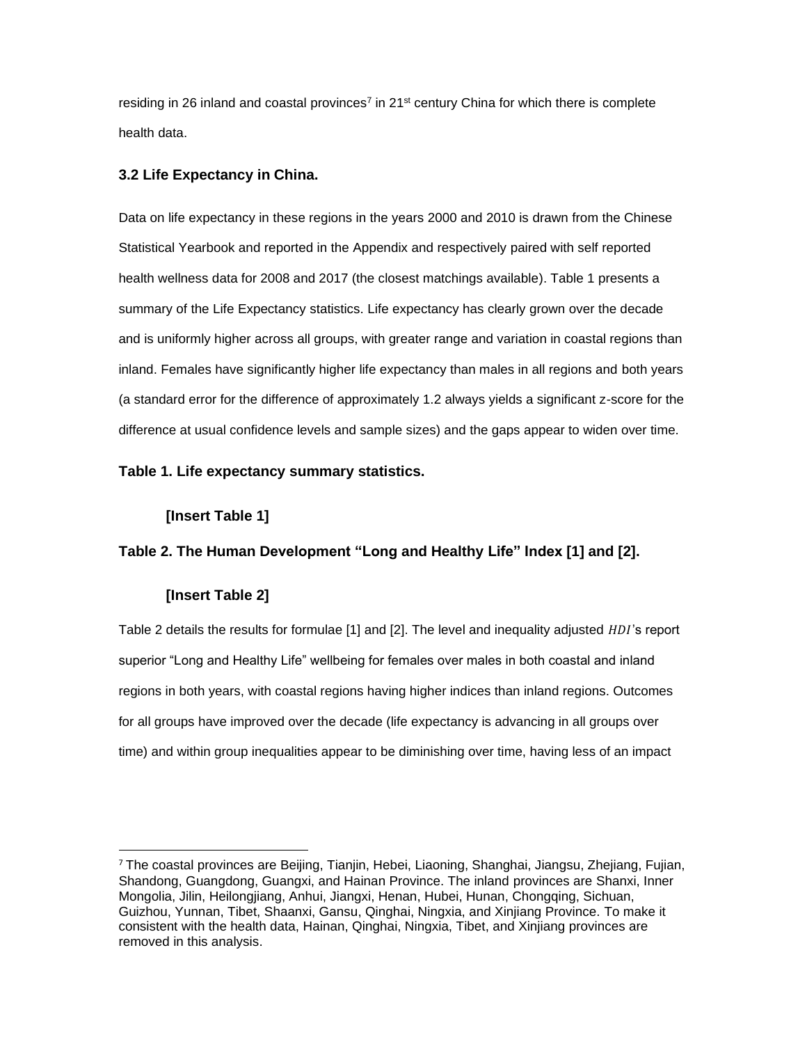residing in 26 inland and coastal provinces[7] in 21st century China for which there is complete health data.

### 3.2 Life Expectancy in China.

Data on life expectancy in these regions in the years 2000 and 2010 is drawn from the Chinese Statistical Yearbook and reported in the Appendix and respectively paired with self reported health wellness data for 2008 and 2017 (the closest matchings available). Table 1 presents a summary of the Life Expectancy statistics. Life expectancy has clearly grown over the decade and is uniformly higher across all groups, with greater range and variation in coastal regions than inland. Females have significantly higher life expectancy than males in all regions and both years (a standard error for the difference of approximately 1.2 always yields a significant z-score for the difference at usual confidence levels and sample sizes) and the gaps appear to widen over time.

**Table 1. Life expectancy summary statistics.**

**[Insert Table 1]**

**Table 2. The Human Development "Long and Healthy Life" Index [1] and [2].**

**[Insert Table 2]**

Table 2 details the results for formulae [1] and [2]. The level and inequality adjusted $HDI$'s report superior "Long and Healthy Life" wellbeing for females over males in both coastal and inland regions in both years, with coastal regions having higher indices than inland regions. Outcomes for all groups have improved over the decade (life expectancy is advancing in all groups over time) and within group inequalities appear to be diminishing over time, having less of an impact

[7] The coastal provinces are Beijing, Tianjin, Hebei, Liaoning, Shanghai, Jiangsu, Zhejiang, Fujian, Shandong, Guangdong, Guangxi, and Hainan Province. The inland provinces are Shanxi, Inner Mongolia, Jilin, Heilongjiang, Anhui, Jiangxi, Henan, Hubei, Hunan, Chongqing, Sichuan, Guizhou, Yunnan, Tibet, Shaanxi, Gansu, Qinghai, Ningxia, and Xinjiang Province. To make it consistent with the health data, Hainan, Qinghai, Ningxia, Tibet, and Xinjiang provinces are removed in this analysis.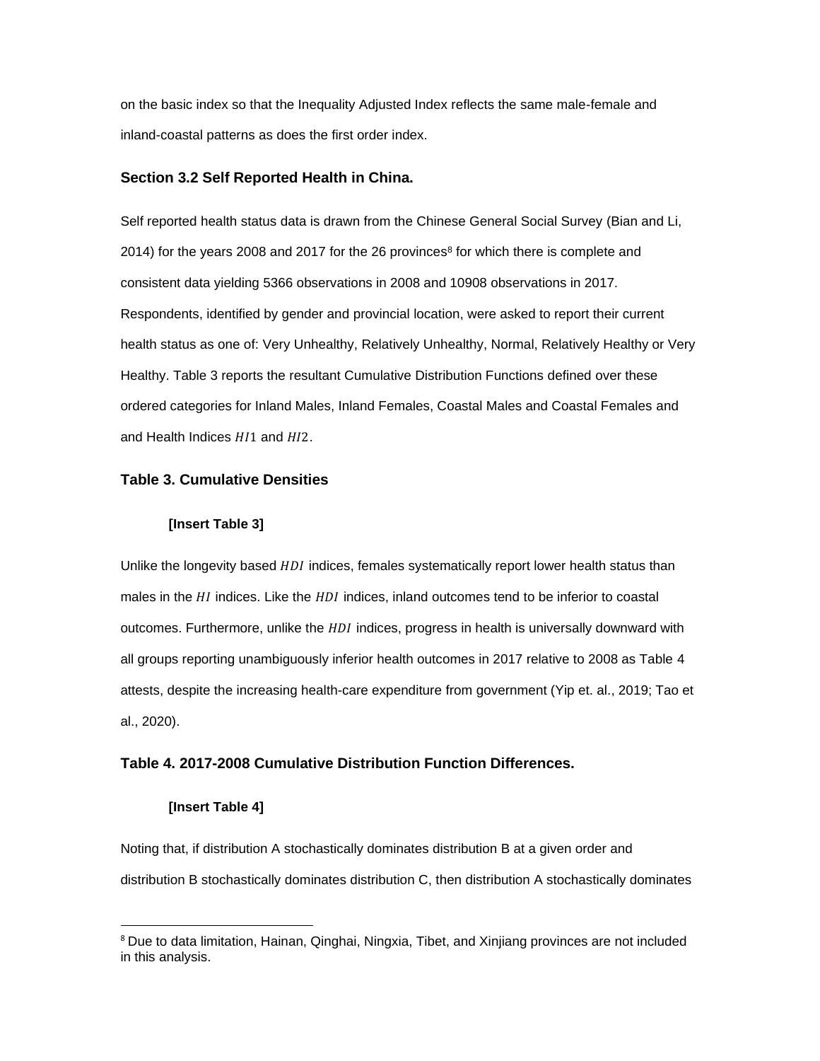on the basic index so that the Inequality Adjusted Index reflects the same male-female and inland-coastal patterns as does the first order index.

### Section 3.2 Self Reported Health in China.

Self reported health status data is drawn from the Chinese General Social Survey (Bian and Li, 2014) for the years 2008 and 2017 for the 26 provinces[8] for which there is complete and consistent data yielding 5366 observations in 2008 and 10908 observations in 2017. Respondents, identified by gender and provincial location, were asked to report their current health status as one of: Very Unhealthy, Relatively Unhealthy, Normal, Relatively Healthy or Very Healthy. Table 3 reports the resultant Cumulative Distribution Functions defined over these ordered categories for Inland Males, Inland Females, Coastal Males and Coastal Females and and Health Indices $HI1$ and $HI2$.

### Table 3. Cumulative Densities

**[Insert Table 3]**

Unlike the longevity based $HDI$ indices, females systematically report lower health status than males in the $HI$ indices. Like the $HDI$ indices, inland outcomes tend to be inferior to coastal outcomes. Furthermore, unlike the $HDI$ indices, progress in health is universally downward with all groups reporting unambiguously inferior health outcomes in 2017 relative to 2008 as Table 4 attests, despite the increasing health-care expenditure from government (Yip et. al., 2019; Tao et al., 2020).

### Table 4. 2017-2008 Cumulative Distribution Function Differences.

**[Insert Table 4]**

Noting that, if distribution A stochastically dominates distribution B at a given order and distribution B stochastically dominates distribution C, then distribution A stochastically dominates

---

[8] Due to data limitation, Hainan, Qinghai, Ningxia, Tibet, and Xinjiang provinces are not included in this analysis.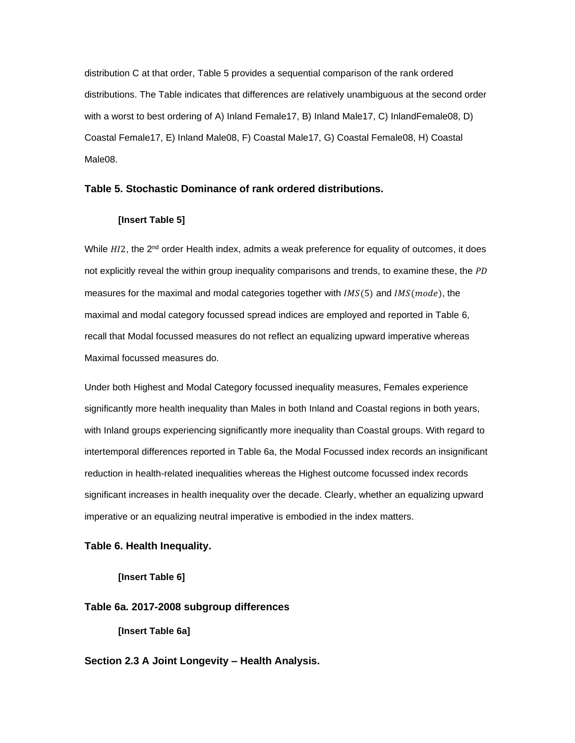distribution C at that order, Table 5 provides a sequential comparison of the rank ordered distributions. The Table indicates that differences are relatively unambiguous at the second order with a worst to best ordering of A) Inland Female17, B) Inland Male17, C) InlandFemale08, D) Coastal Female17, E) Inland Male08, F) Coastal Male17, G) Coastal Female08, H) Coastal Male08.

### Table 5. Stochastic Dominance of rank ordered distributions.

**[Insert Table 5]**

While $HI2$, the 2[nd] order Health index, admits a weak preference for equality of outcomes, it does not explicitly reveal the within group inequality comparisons and trends, to examine these, the $PD$ measures for the maximal and modal categories together with $IMS(5)$ and $IMS(mode)$, the maximal and modal category focussed spread indices are employed and reported in Table 6, recall that Modal focussed measures do not reflect an equalizing upward imperative whereas Maximal focussed measures do.

Under both Highest and Modal Category focussed inequality measures, Females experience significantly more health inequality than Males in both Inland and Coastal regions in both years, with Inland groups experiencing significantly more inequality than Coastal groups. With regard to intertemporal differences reported in Table 6a, the Modal Focussed index records an insignificant reduction in health-related inequalities whereas the Highest outcome focussed index records significant increases in health inequality over the decade. Clearly, whether an equalizing upward imperative or an equalizing neutral imperative is embodied in the index matters.

### Table 6. Health Inequality.

**[Insert Table 6]**

### Table 6a. 2017-2008 subgroup differences

**[Insert Table 6a]**

### Section 2.3 A Joint Longevity – Health Analysis.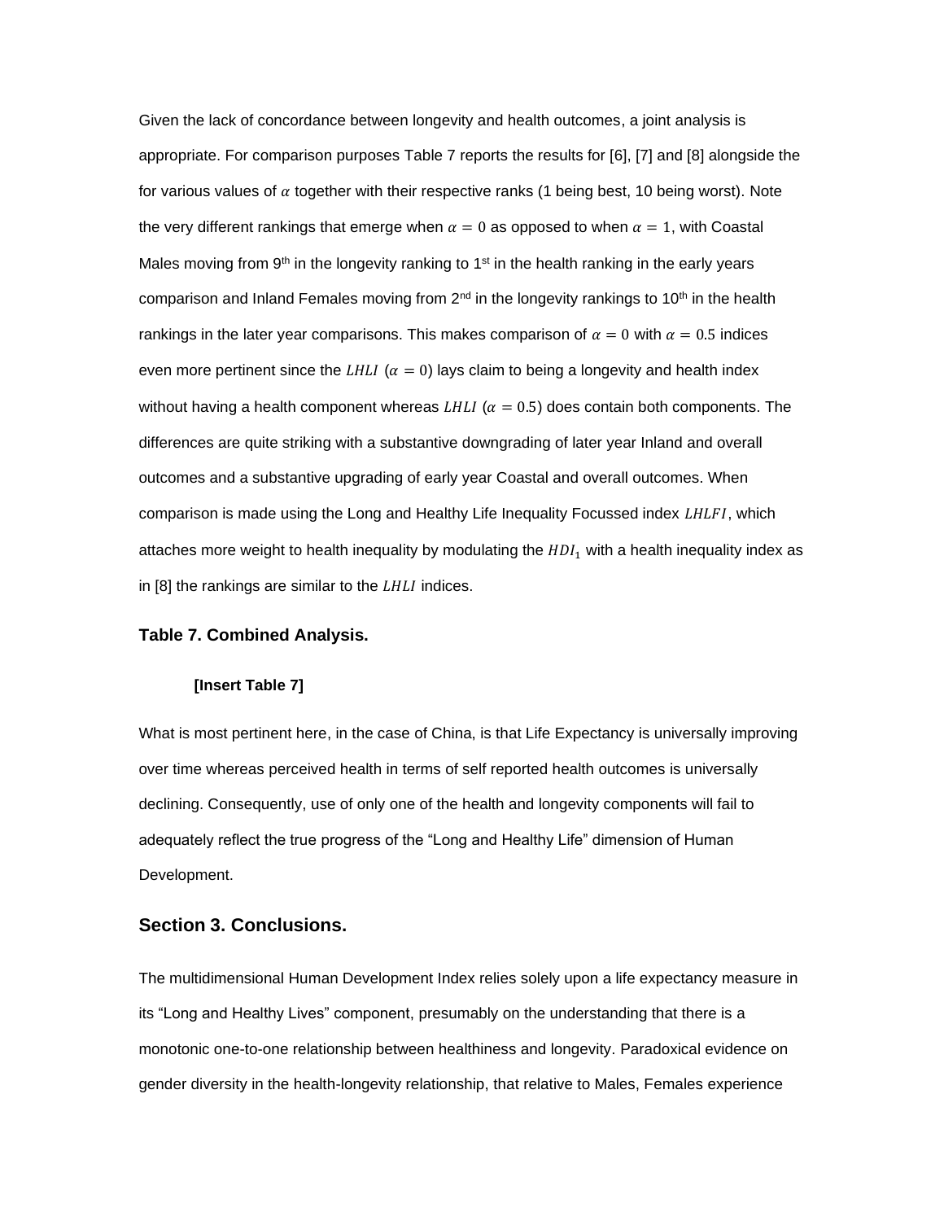Given the lack of concordance between longevity and health outcomes, a joint analysis is appropriate. For comparison purposes Table 7 reports the results for [6], [7] and [8] alongside the for various values of $\alpha$ together with their respective ranks (1 being best, 10 being worst). Note the very different rankings that emerge when $\alpha = 0$ as opposed to when $\alpha = 1$, with Coastal Males moving from 9th in the longevity ranking to 1st in the health ranking in the early years comparison and Inland Females moving from 2nd in the longevity rankings to 10th in the health rankings in the later year comparisons. This makes comparison of $\alpha = 0$ with $\alpha = 0.5$ indices even more pertinent since the $LHLI$ ($\alpha = 0$) lays claim to being a longevity and health index without having a health component whereas $LHLI$ ($\alpha = 0.5$) does contain both components. The differences are quite striking with a substantive downgrading of later year Inland and overall outcomes and a substantive upgrading of early year Coastal and overall outcomes. When comparison is made using the Long and Healthy Life Inequality Focussed index $LHLFI$, which attaches more weight to health inequality by modulating the $HDI_1$ with a health inequality index as in [8] the rankings are similar to the $LHLI$ indices.

**Table 7. Combined Analysis.**

**[Insert Table 7]**

What is most pertinent here, in the case of China, is that Life Expectancy is universally improving over time whereas perceived health in terms of self reported health outcomes is universally declining. Consequently, use of only one of the health and longevity components will fail to adequately reflect the true progress of the "Long and Healthy Life" dimension of Human Development.

## Section 3. Conclusions.

The multidimensional Human Development Index relies solely upon a life expectancy measure in its "Long and Healthy Lives" component, presumably on the understanding that there is a monotonic one-to-one relationship between healthiness and longevity. Paradoxical evidence on gender diversity in the health-longevity relationship, that relative to Males, Females experience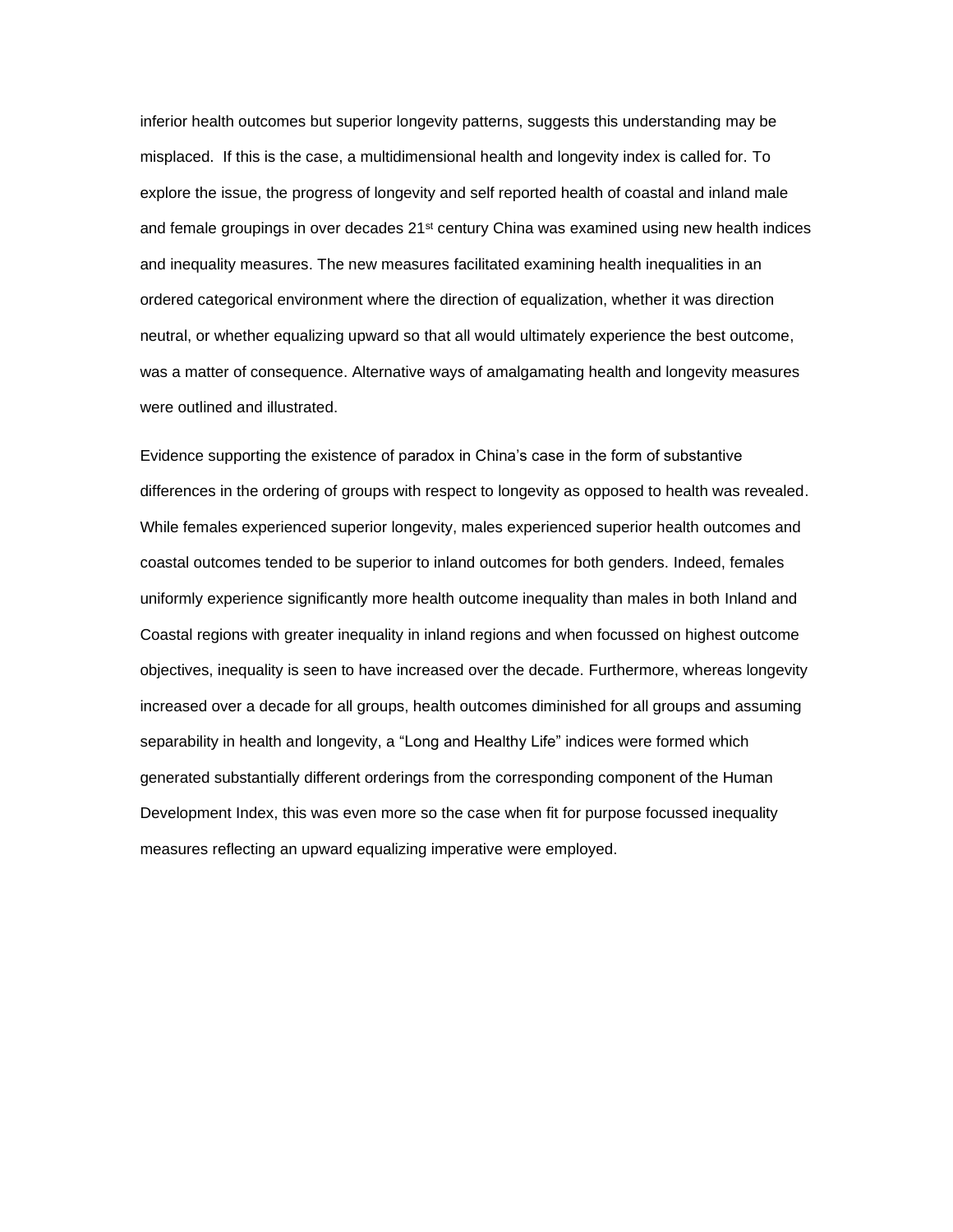inferior health outcomes but superior longevity patterns, suggests this understanding may be misplaced. If this is the case, a multidimensional health and longevity index is called for. To explore the issue, the progress of longevity and self reported health of coastal and inland male and female groupings in over decades 21st century China was examined using new health indices and inequality measures. The new measures facilitated examining health inequalities in an ordered categorical environment where the direction of equalization, whether it was direction neutral, or whether equalizing upward so that all would ultimately experience the best outcome, was a matter of consequence. Alternative ways of amalgamating health and longevity measures were outlined and illustrated.

Evidence supporting the existence of paradox in China's case in the form of substantive differences in the ordering of groups with respect to longevity as opposed to health was revealed. While females experienced superior longevity, males experienced superior health outcomes and coastal outcomes tended to be superior to inland outcomes for both genders. Indeed, females uniformly experience significantly more health outcome inequality than males in both Inland and Coastal regions with greater inequality in inland regions and when focussed on highest outcome objectives, inequality is seen to have increased over the decade. Furthermore, whereas longevity increased over a decade for all groups, health outcomes diminished for all groups and assuming separability in health and longevity, a "Long and Healthy Life" indices were formed which generated substantially different orderings from the corresponding component of the Human Development Index, this was even more so the case when fit for purpose focussed inequality measures reflecting an upward equalizing imperative were employed.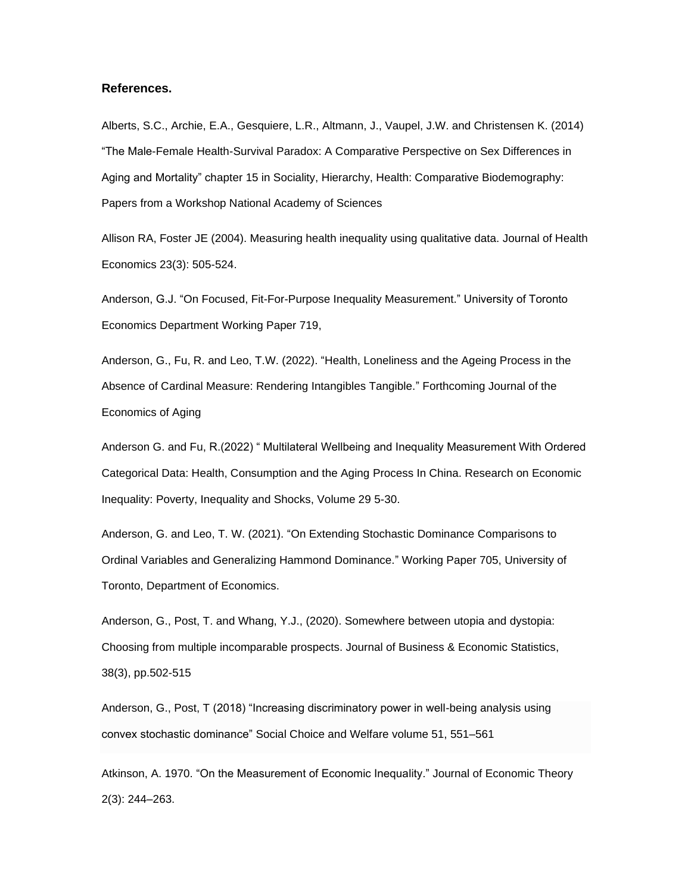**References.**

Alberts, S.C., Archie, E.A., Gesquiere, L.R., Altmann, J., Vaupel, J.W. and Christensen K. (2014) “The Male-Female Health-Survival Paradox: A Comparative Perspective on Sex Differences in Aging and Mortality” chapter 15 in Sociality, Hierarchy, Health: Comparative Biodemography: Papers from a Workshop National Academy of Sciences

Allison RA, Foster JE (2004). Measuring health inequality using qualitative data. Journal of Health Economics 23(3): 505-524.

Anderson, G.J. “On Focused, Fit-For-Purpose Inequality Measurement.” University of Toronto Economics Department Working Paper 719,

Anderson, G., Fu, R. and Leo, T.W. (2022). “Health, Loneliness and the Ageing Process in the Absence of Cardinal Measure: Rendering Intangibles Tangible.” Forthcoming Journal of the Economics of Aging

Anderson G. and Fu, R.(2022) “ Multilateral Wellbeing and Inequality Measurement With Ordered Categorical Data: Health, Consumption and the Aging Process In China. Research on Economic Inequality: Poverty, Inequality and Shocks, Volume 29 5-30.

Anderson, G. and Leo, T. W. (2021). “On Extending Stochastic Dominance Comparisons to Ordinal Variables and Generalizing Hammond Dominance.” Working Paper 705, University of Toronto, Department of Economics.

Anderson, G., Post, T. and Whang, Y.J., (2020). Somewhere between utopia and dystopia: Choosing from multiple incomparable prospects. Journal of Business & Economic Statistics, 38(3), pp.502-515

Anderson, G., Post, T (2018) “Increasing discriminatory power in well-being analysis using convex stochastic dominance” Social Choice and Welfare volume 51, 551–561

Atkinson, A. 1970. “On the Measurement of Economic Inequality.” Journal of Economic Theory 2(3): 244–263.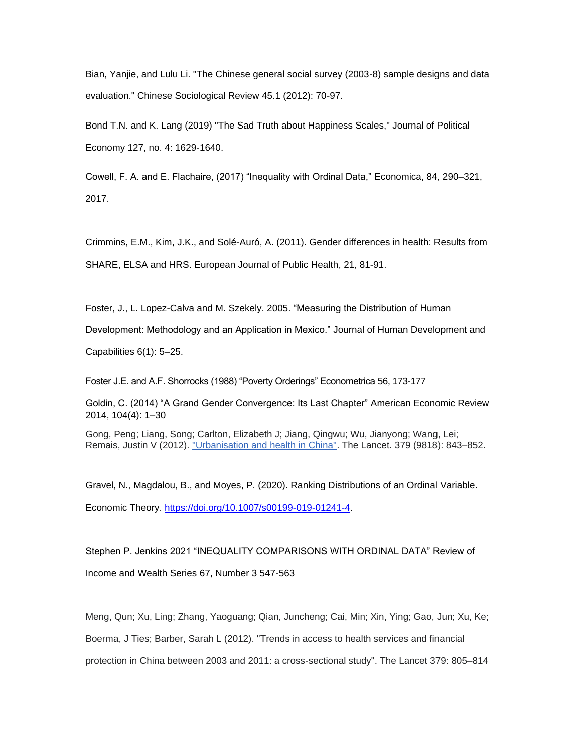Bian, Yanjie, and Lulu Li. "The Chinese general social survey (2003-8) sample designs and data evaluation." Chinese Sociological Review 45.1 (2012): 70-97.

Bond T.N. and K. Lang (2019) "The Sad Truth about Happiness Scales," Journal of Political Economy 127, no. 4: 1629-1640.

Cowell, F. A. and E. Flachaire, (2017) "Inequality with Ordinal Data," Economica, 84, 290–321, 2017.

Crimmins, E.M., Kim, J.K., and Solé-Auró, A. (2011). Gender differences in health: Results from SHARE, ELSA and HRS. European Journal of Public Health, 21, 81-91.

Foster, J., L. Lopez-Calva and M. Szekely. 2005. "Measuring the Distribution of Human Development: Methodology and an Application in Mexico." Journal of Human Development and Capabilities 6(1): 5–25.

Foster J.E. and A.F. Shorrocks (1988) "Poverty Orderings" Econometrica 56, 173-177

Goldin, C. (2014) "A Grand Gender Convergence: Its Last Chapter" American Economic Review 2014, 104(4): 1–30

Gong, Peng; Liang, Song; Carlton, Elizabeth J; Jiang, Qingwu; Wu, Jianyong; Wang, Lei; Remais, Justin V (2012). "Urbanisation and health in China". The Lancet. 379 (9818): 843–852.

Gravel, N., Magdalou, B., and Moyes, P. (2020). Ranking Distributions of an Ordinal Variable. Economic Theory. https://doi.org/10.1007/s00199-019-01241-4.

Stephen P. Jenkins 2021 "INEQUALITY COMPARISONS WITH ORDINAL DATA" Review of Income and Wealth Series 67, Number 3 547-563

Meng, Qun; Xu, Ling; Zhang, Yaoguang; Qian, Juncheng; Cai, Min; Xin, Ying; Gao, Jun; Xu, Ke; Boerma, J Ties; Barber, Sarah L (2012). "Trends in access to health services and financial protection in China between 2003 and 2011: a cross-sectional study". The Lancet 379: 805–814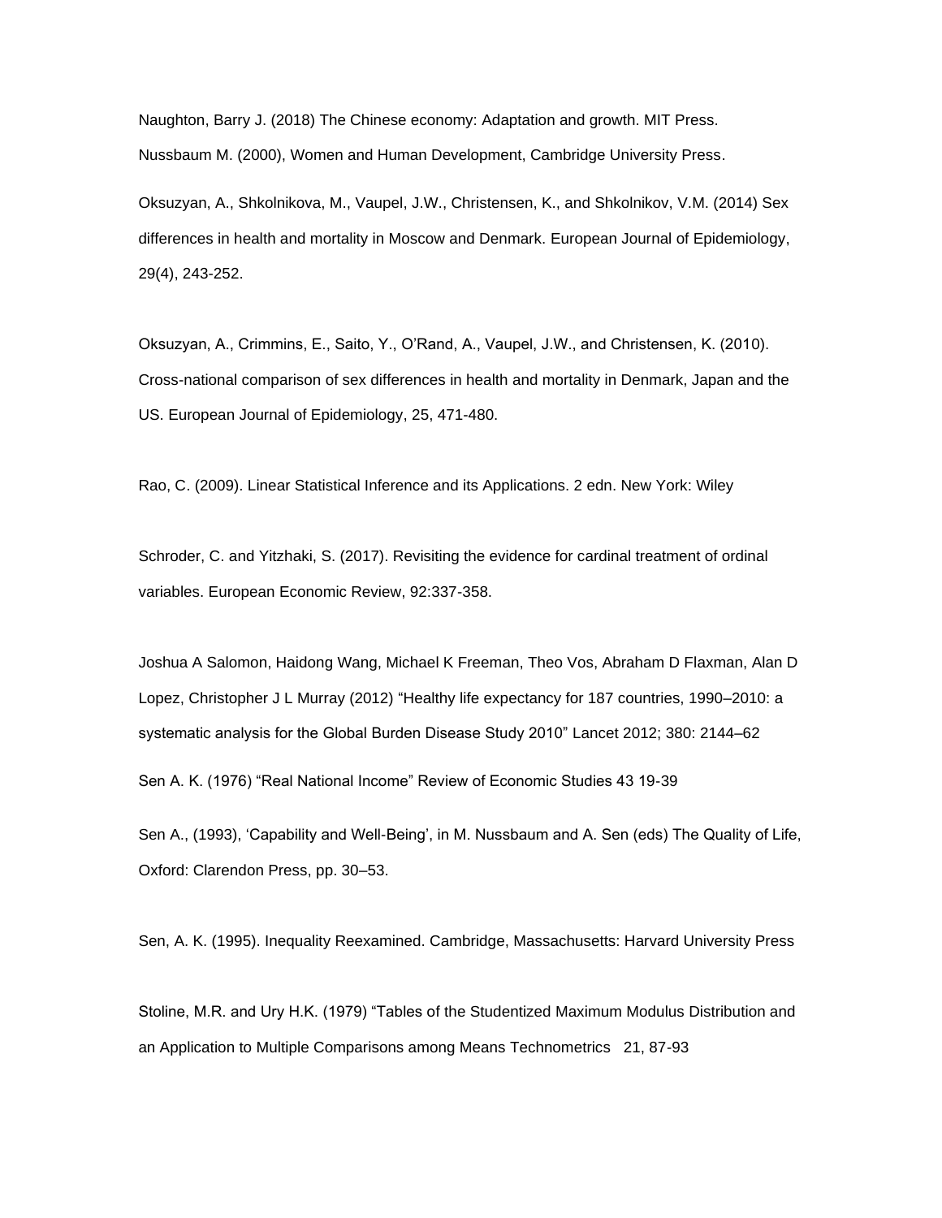Naughton, Barry J. (2018) The Chinese economy: Adaptation and growth. MIT Press.

Nussbaum M. (2000), Women and Human Development, Cambridge University Press.

Oksuzyan, A., Shkolnikova, M., Vaupel, J.W., Christensen, K., and Shkolnikov, V.M. (2014) Sex differences in health and mortality in Moscow and Denmark. European Journal of Epidemiology, 29(4), 243-252.

Oksuzyan, A., Crimmins, E., Saito, Y., O'Rand, A., Vaupel, J.W., and Christensen, K. (2010). Cross-national comparison of sex differences in health and mortality in Denmark, Japan and the US. European Journal of Epidemiology, 25, 471-480.

Rao, C. (2009). Linear Statistical Inference and its Applications. 2 edn. New York: Wiley

Schroder, C. and Yitzhaki, S. (2017). Revisiting the evidence for cardinal treatment of ordinal variables. European Economic Review, 92:337-358.

Joshua A Salomon, Haidong Wang, Michael K Freeman, Theo Vos, Abraham D Flaxman, Alan D Lopez, Christopher J L Murray (2012) "Healthy life expectancy for 187 countries, 1990–2010: a systematic analysis for the Global Burden Disease Study 2010" Lancet 2012; 380: 2144–62

Sen A. K. (1976) "Real National Income" Review of Economic Studies 43 19-39

Sen A., (1993), 'Capability and Well-Being', in M. Nussbaum and A. Sen (eds) The Quality of Life, Oxford: Clarendon Press, pp. 30–53.

Sen, A. K. (1995). Inequality Reexamined. Cambridge, Massachusetts: Harvard University Press

Stoline, M.R. and Ury H.K. (1979) "Tables of the Studentized Maximum Modulus Distribution and an Application to Multiple Comparisons among Means Technometrics 21, 87-93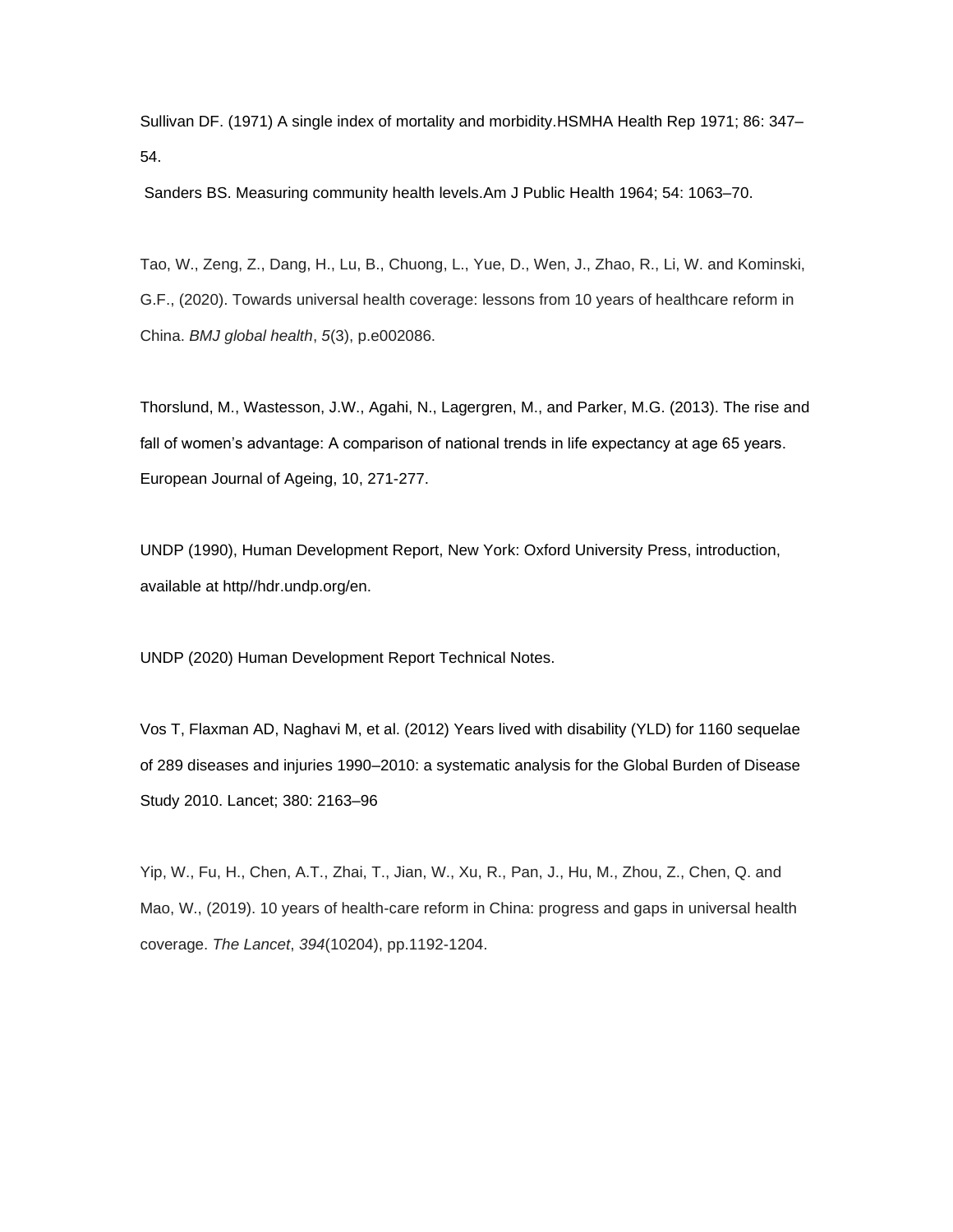Sullivan DF. (1971) A single index of mortality and morbidity.HSMHA Health Rep 1971; 86: 347–54.

Sanders BS. Measuring community health levels.Am J Public Health 1964; 54: 1063–70.

Tao, W., Zeng, Z., Dang, H., Lu, B., Chuong, L., Yue, D., Wen, J., Zhao, R., Li, W. and Kominski, G.F., (2020). Towards universal health coverage: lessons from 10 years of healthcare reform in China. *BMJ global health*, *5*(3), p.e002086.

Thorslund, M., Wastesson, J.W., Agahi, N., Lagergren, M., and Parker, M.G. (2013). The rise and fall of women's advantage: A comparison of national trends in life expectancy at age 65 years. European Journal of Ageing, 10, 271-277.

UNDP (1990), Human Development Report, New York: Oxford University Press, introduction, available at http//hdr.undp.org/en.

UNDP (2020) Human Development Report Technical Notes.

Vos T, Flaxman AD, Naghavi M, et al. (2012) Years lived with disability (YLD) for 1160 sequelae of 289 diseases and injuries 1990–2010: a systematic analysis for the Global Burden of Disease Study 2010. Lancet; 380: 2163–96

Yip, W., Fu, H., Chen, A.T., Zhai, T., Jian, W., Xu, R., Pan, J., Hu, M., Zhou, Z., Chen, Q. and Mao, W., (2019). 10 years of health-care reform in China: progress and gaps in universal health coverage. *The Lancet*, *394*(10204), pp.1192-1204.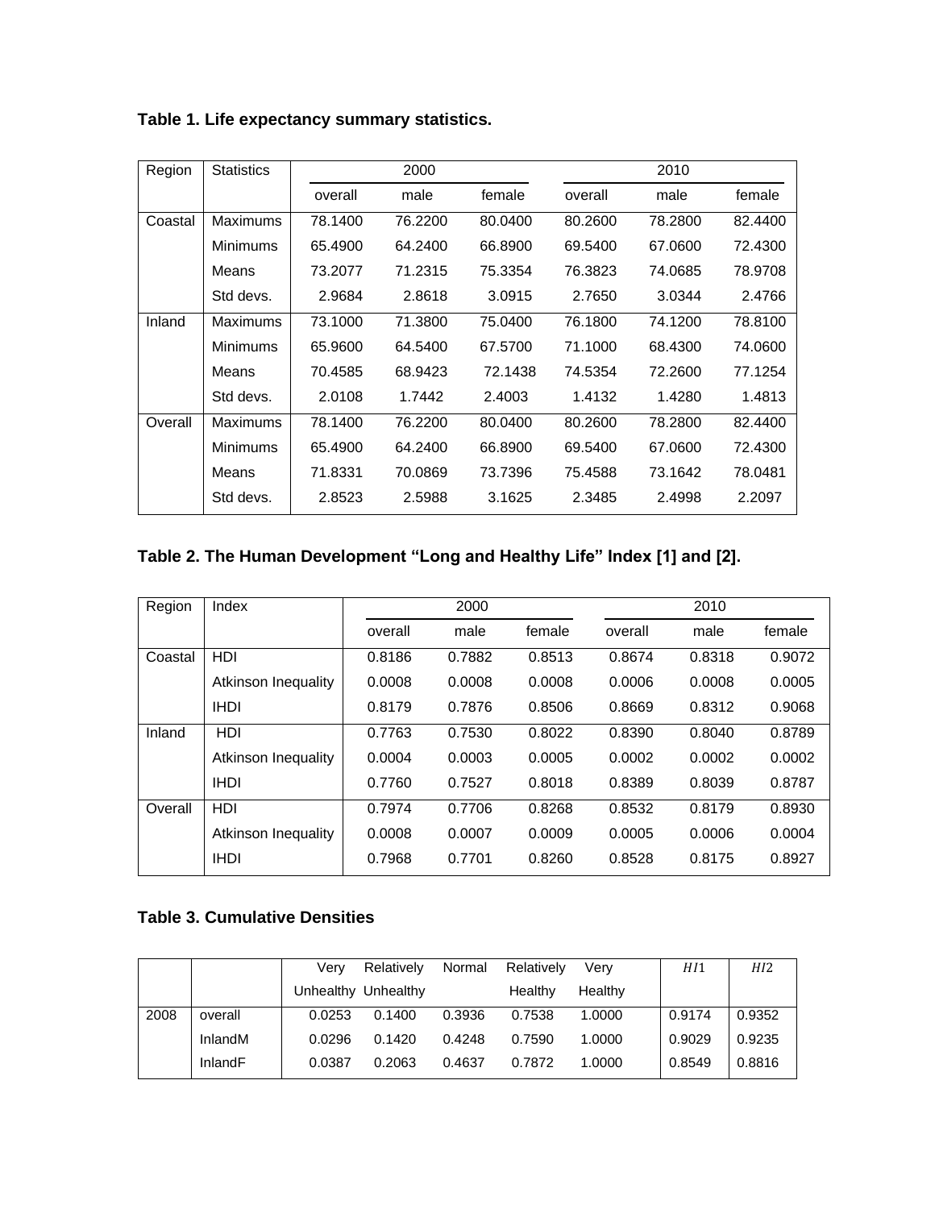**Table 1. Life expectancy summary statistics.**

| Region | Statistics | 2000 | | | 2010 | | |
|---|---|---|---|---|---|---|---|
| | | overall | male | female | overall | male | female |
| Coastal | Maximums | 78.1400 | 76.2200 | 80.0400 | 80.2600 | 78.2800 | 82.4400 |
| | Minimums | 65.4900 | 64.2400 | 66.8900 | 69.5400 | 67.0600 | 72.4300 |
| | Means | 73.2077 | 71.2315 | 75.3354 | 76.3823 | 74.0685 | 78.9708 |
| | Std devs. | 2.9684 | 2.8618 | 3.0915 | 2.7650 | 3.0344 | 2.4766 |
| Inland | Maximums | 73.1000 | 71.3800 | 75.0400 | 76.1800 | 74.1200 | 78.8100 |
| | Minimums | 65.9600 | 64.5400 | 67.5700 | 71.1000 | 68.4300 | 74.0600 |
| | Means | 70.4585 | 68.9423 | 72.1438 | 74.5354 | 72.2600 | 77.1254 |
| | Std devs. | 2.0108 | 1.7442 | 2.4003 | 1.4132 | 1.4280 | 1.4813 |
| Overall | Maximums | 78.1400 | 76.2200 | 80.0400 | 80.2600 | 78.2800 | 82.4400 |
| | Minimums | 65.4900 | 64.2400 | 66.8900 | 69.5400 | 67.0600 | 72.4300 |
| | Means | 71.8331 | 70.0869 | 73.7396 | 75.4588 | 73.1642 | 78.0481 |
| | Std devs. | 2.8523 | 2.5988 | 3.1625 | 2.3485 | 2.4998 | 2.2097 |

**Table 2. The Human Development "Long and Healthy Life" Index [1] and [2].**

| Region | Index | 2000 | | | 2010 | | |
|---|---|---|---|---|---|---|---|
| | | overall | male | female | overall | male | female |
| Coastal | HDI | 0.8186 | 0.7882 | 0.8513 | 0.8674 | 0.8318 | 0.9072 |
| | Atkinson Inequality | 0.0008 | 0.0008 | 0.0008 | 0.0006 | 0.0008 | 0.0005 |
| | IHDI | 0.8179 | 0.7876 | 0.8506 | 0.8669 | 0.8312 | 0.9068 |
| Inland | HDI | 0.7763 | 0.7530 | 0.8022 | 0.8390 | 0.8040 | 0.8789 |
| | Atkinson Inequality | 0.0004 | 0.0003 | 0.0005 | 0.0002 | 0.0002 | 0.0002 |
| | IHDI | 0.7760 | 0.7527 | 0.8018 | 0.8389 | 0.8039 | 0.8787 |
| Overall | HDI | 0.7974 | 0.7706 | 0.8268 | 0.8532 | 0.8179 | 0.8930 |
| | Atkinson Inequality | 0.0008 | 0.0007 | 0.0009 | 0.0005 | 0.0006 | 0.0004 |
| | IHDI | 0.7968 | 0.7701 | 0.8260 | 0.8528 | 0.8175 | 0.8927 |

**Table 3. Cumulative Densities**

| | | Very Unhealthy | Relatively Unhealthy | Normal | Relatively Healthy | Very Healthy | $HI1$ | $HI2$ |
|---|---|---|---|---|---|---|---|---|
| 2008 | overall | 0.0253 | 0.1400 | 0.3936 | 0.7538 | 1.0000 | 0.9174 | 0.9352 |
| | InlandM | 0.0296 | 0.1420 | 0.4248 | 0.7590 | 1.0000 | 0.9029 | 0.9235 |
| | InlandF | 0.0387 | 0.2063 | 0.4637 | 0.7872 | 1.0000 | 0.8549 | 0.8816 |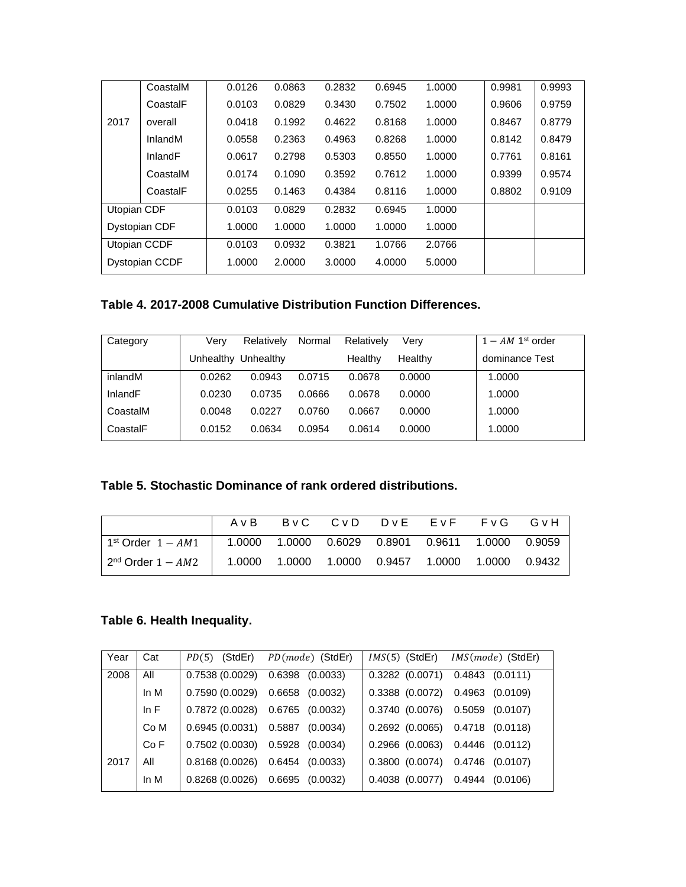| | | | | | | | | |
|---|---|---|---|---|---|---|---|---|
| | CoastalM | 0.0126 | 0.0863 | 0.2832 | 0.6945 | 1.0000 | 0.9981 | 0.9993 |
| | CoastalF | 0.0103 | 0.0829 | 0.3430 | 0.7502 | 1.0000 | 0.9606 | 0.9759 |
| 2017 | overall | 0.0418 | 0.1992 | 0.4622 | 0.8168 | 1.0000 | 0.8467 | 0.8779 |
| | InlandM | 0.0558 | 0.2363 | 0.4963 | 0.8268 | 1.0000 | 0.8142 | 0.8479 |
| | InlandF | 0.0617 | 0.2798 | 0.5303 | 0.8550 | 1.0000 | 0.7761 | 0.8161 |
| | CoastalM | 0.0174 | 0.1090 | 0.3592 | 0.7612 | 1.0000 | 0.9399 | 0.9574 |
| | CoastalF | 0.0255 | 0.1463 | 0.4384 | 0.8116 | 1.0000 | 0.8802 | 0.9109 |
| Utopian CDF | | 0.0103 | 0.0829 | 0.2832 | 0.6945 | 1.0000 | | |
| Dystopian CDF | | 1.0000 | 1.0000 | 1.0000 | 1.0000 | 1.0000 | | |
| Utopian CCDF | | 0.0103 | 0.0932 | 0.3821 | 1.0766 | 2.0766 | | |
| Dystopian CCDF | | 1.0000 | 2.0000 | 3.0000 | 4.0000 | 5.0000 | | |

**Table 4. 2017-2008 Cumulative Distribution Function Differences.**

| Category | Very Unhealthy | Relatively Unhealthy | Normal | Relatively Healthy | Very Healthy | $1 - AM$ 1st order dominance Test |
|---|---|---|---|---|---|---|
| inlandM | 0.0262 | 0.0943 | 0.0715 | 0.0678 | 0.0000 | 1.0000 |
| InlandF | 0.0230 | 0.0735 | 0.0666 | 0.0678 | 0.0000 | 1.0000 |
| CoastalM | 0.0048 | 0.0227 | 0.0760 | 0.0667 | 0.0000 | 1.0000 |
| CoastalF | 0.0152 | 0.0634 | 0.0954 | 0.0614 | 0.0000 | 1.0000 |

**Table 5. Stochastic Dominance of rank ordered distributions.**

| | A v B | B v C | C v D | D v E | E v F | F v G | G v H |
|---|---|---|---|---|---|---|---|
| 1st Order $1 - AM1$ | 1.0000 | 1.0000 | 0.6029 | 0.8901 | 0.9611 | 1.0000 | 0.9059 |
| 2nd Order $1 - AM2$ | 1.0000 | 1.0000 | 1.0000 | 0.9457 | 1.0000 | 1.0000 | 0.9432 |

**Table 6. Health Inequality.**

| Year | Cat | $PD(5)$ (StdEr) | $PD(mode)$ (StdEr) | $IMS(5)$ (StdEr) | $IMS(mode)$ (StdEr) |
|---|---|---|---|---|---|
| 2008 | All | 0.7538 (0.0029) | 0.6398 (0.0033) | 0.3282 (0.0071) | 0.4843 (0.0111) |
| | In M | 0.7590 (0.0029) | 0.6658 (0.0032) | 0.3388 (0.0072) | 0.4963 (0.0109) |
| | In F | 0.7872 (0.0028) | 0.6765 (0.0032) | 0.3740 (0.0076) | 0.5059 (0.0107) |
| | Co M | 0.6945 (0.0031) | 0.5887 (0.0034) | 0.2692 (0.0065) | 0.4718 (0.0118) |
| | Co F | 0.7502 (0.0030) | 0.5928 (0.0034) | 0.2966 (0.0063) | 0.4446 (0.0112) |
| 2017 | All | 0.8168 (0.0026) | 0.6454 (0.0033) | 0.3800 (0.0074) | 0.4746 (0.0107) |
| | In M | 0.8268 (0.0026) | 0.6695 (0.0032) | 0.4038 (0.0077) | 0.4944 (0.0106) |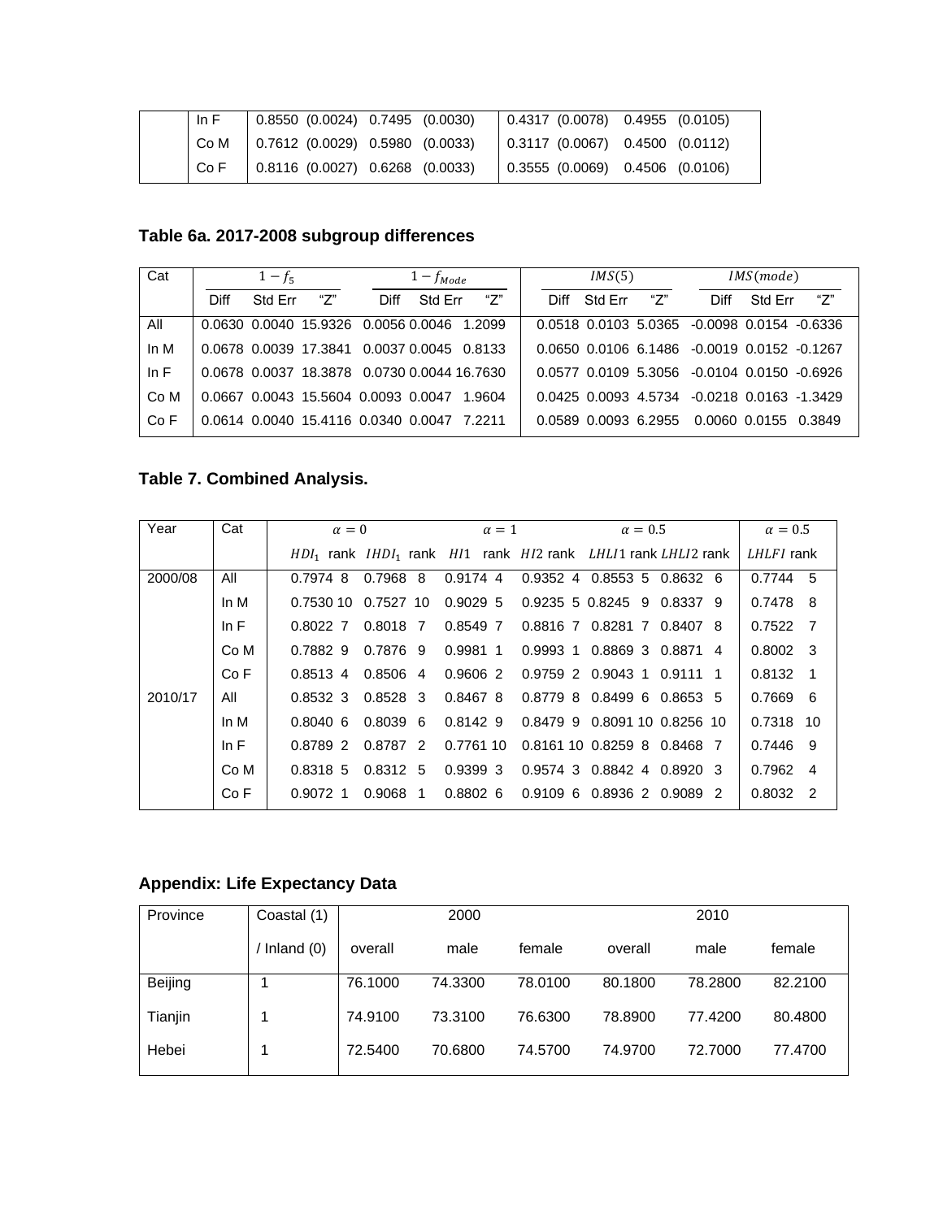| | Cat | | | | | | | | |
|---|---|---|---|---|---|---|---|---|---|
| | In F | 0.8550 | (0.0024) | 0.7495 | (0.0030) | 0.4317 | (0.0078) | 0.4955 | (0.0105) |
| | Co M | 0.7612 | (0.0029) | 0.5980 | (0.0033) | 0.3117 | (0.0067) | 0.4500 | (0.0112) |
| | Co F | 0.8116 | (0.0027) | 0.6268 | (0.0033) | 0.3555 | (0.0069) | 0.4506 | (0.0106) |

### Table 6a. 2017-2008 subgroup differences

| Cat | $1-f_5$ | | | $1-f_{Mode}$ | | | $IMS(5)$ | | | $IMS(mode)$ | | |
|---|---|---|---|---|---|---|---|---|---|---|---|---|
| | Diff | Std Err | "Z" | Diff | Std Err | "Z" | Diff | Std Err | "Z" | Diff | Std Err | "Z" |
| All | 0.0630 | 0.0040 | 15.9326 | 0.0056 | 0.0046 | 1.2099 | 0.0518 | 0.0103 | 5.0365 | -0.0098 | 0.0154 | -0.6336 |
| In M | 0.0678 | 0.0039 | 17.3841 | 0.0037 | 0.0045 | 0.8133 | 0.0650 | 0.0106 | 6.1486 | -0.0019 | 0.0152 | -0.1267 |
| In F | 0.0678 | 0.0037 | 18.3878 | 0.0730 | 0.0044 | 16.7630 | 0.0577 | 0.0109 | 5.3056 | -0.0104 | 0.0150 | -0.6926 |
| Co M | 0.0667 | 0.0043 | 15.5604 | 0.0093 | 0.0047 | 1.9604 | 0.0425 | 0.0093 | 4.5734 | -0.0218 | 0.0163 | -1.3429 |
| Co F | 0.0614 | 0.0040 | 15.4116 | 0.0340 | 0.0047 | 7.2211 | 0.0589 | 0.0093 | 6.2955 | 0.0060 | 0.0155 | 0.3849 |

### Table 7. Combined Analysis.

| Year | Cat | $\alpha = 0$ | | | | $\alpha = 1$ | | | | $\alpha = 0.5$ | | | | $\alpha = 0.5$ | |
|---|---|---|---|---|---|---|---|---|---|---|---|---|---|---|---|
| | | $HDI_1$ | rank | $IHDI_1$ | rank | $HI1$ | rank | $HI2$ | rank | $LHLI1$ | rank | $LHLI2$ | rank | $LHLFI$ | rank |
| 2000/08 | All | 0.7974 | 8 | 0.7968 | 8 | 0.9174 | 4 | 0.9352 | 4 | 0.8553 | 5 | 0.8632 | 6 | 0.7744 | 5 |
| | In M | 0.7530 | 10 | 0.7527 | 10 | 0.9029 | 5 | 0.9235 | 5 | 0.8245 | 9 | 0.8337 | 9 | 0.7478 | 8 |
| | In F | 0.8022 | 7 | 0.8018 | 7 | 0.8549 | 7 | 0.8816 | 7 | 0.8281 | 7 | 0.8407 | 8 | 0.7522 | 7 |
| | Co M | 0.7882 | 9 | 0.7876 | 9 | 0.9981 | 1 | 0.9993 | 1 | 0.8869 | 3 | 0.8871 | 4 | 0.8002 | 3 |
| | Co F | 0.8513 | 4 | 0.8506 | 4 | 0.9606 | 2 | 0.9759 | 2 | 0.9043 | 1 | 0.9111 | 1 | 0.8132 | 1 |
| 2010/17 | All | 0.8532 | 3 | 0.8528 | 3 | 0.8467 | 8 | 0.8779 | 8 | 0.8499 | 6 | 0.8653 | 5 | 0.7669 | 6 |
| | In M | 0.8040 | 6 | 0.8039 | 6 | 0.8142 | 9 | 0.8479 | 9 | 0.8091 | 10 | 0.8256 | 10 | 0.7318 | 10 |
| | In F | 0.8789 | 2 | 0.8787 | 2 | 0.7761 | 10 | 0.8161 | 10 | 0.8259 | 8 | 0.8468 | 7 | 0.7446 | 9 |
| | Co M | 0.8318 | 5 | 0.8312 | 5 | 0.9399 | 3 | 0.9574 | 3 | 0.8842 | 4 | 0.8920 | 3 | 0.7962 | 4 |
| | Co F | 0.9072 | 1 | 0.9068 | 1 | 0.8802 | 6 | 0.9109 | 6 | 0.8936 | 2 | 0.9089 | 2 | 0.8032 | 2 |

## Appendix: Life Expectancy Data

| Province | Coastal (1) / Inland (0) | 2000 | | | 2010 | | |
|---|---|---|---|---|---|---|---|
| | | overall | male | female | overall | male | female |
| Beijing | 1 | 76.1000 | 74.3300 | 78.0100 | 80.1800 | 78.2800 | 82.2100 |
| Tianjin | 1 | 74.9100 | 73.3100 | 76.6300 | 78.8900 | 77.4200 | 80.4800 |
| Hebei | 1 | 72.5400 | 70.6800 | 74.5700 | 74.9700 | 72.7000 | 77.4700 |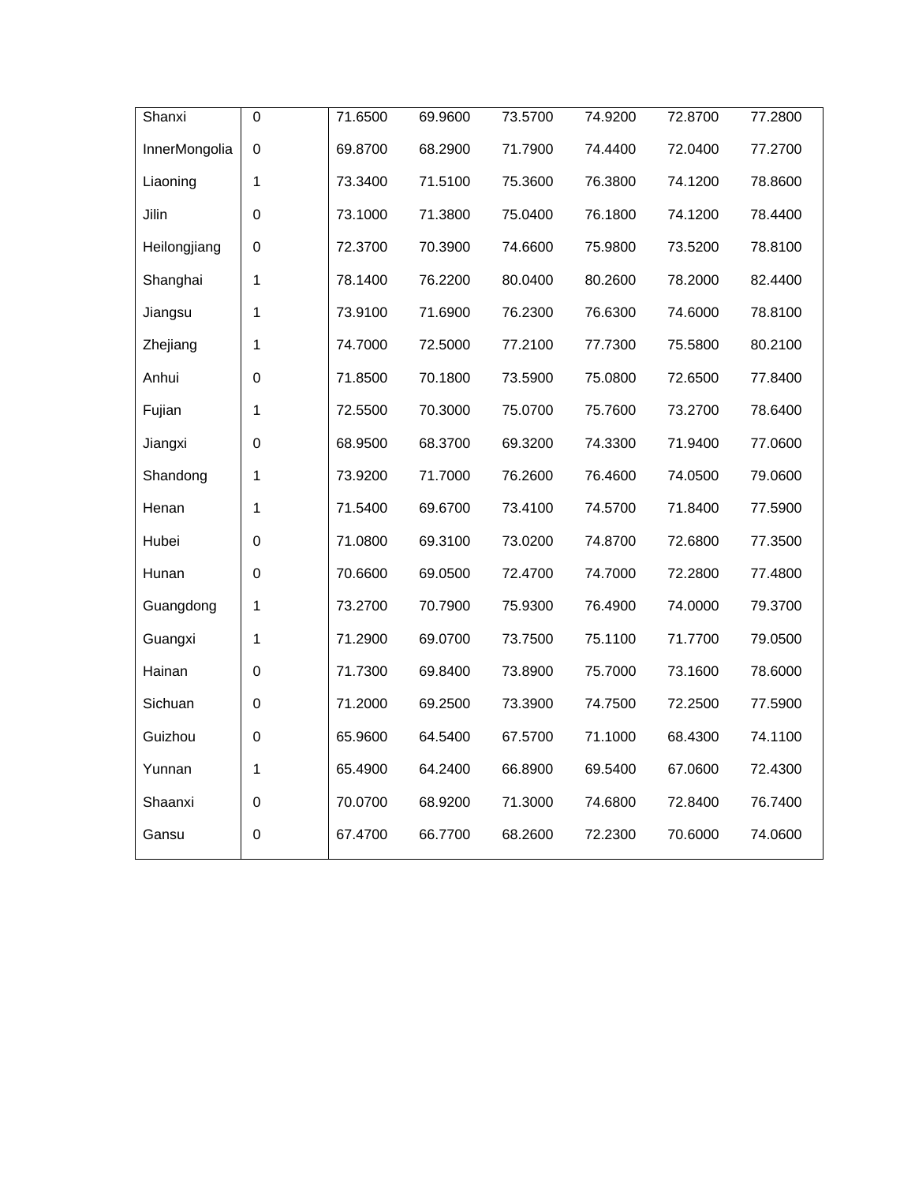| | | | | | | | |
|---|---|---|---|---|---|---|---|
| Shanxi | 0 | 71.6500 | 69.9600 | 73.5700 | 74.9200 | 72.8700 | 77.2800 |
| InnerMongolia | 0 | 69.8700 | 68.2900 | 71.7900 | 74.4400 | 72.0400 | 77.2700 |
| Liaoning | 1 | 73.3400 | 71.5100 | 75.3600 | 76.3800 | 74.1200 | 78.8600 |
| Jilin | 0 | 73.1000 | 71.3800 | 75.0400 | 76.1800 | 74.1200 | 78.4400 |
| Heilongjiang | 0 | 72.3700 | 70.3900 | 74.6600 | 75.9800 | 73.5200 | 78.8100 |
| Shanghai | 1 | 78.1400 | 76.2200 | 80.0400 | 80.2600 | 78.2000 | 82.4400 |
| Jiangsu | 1 | 73.9100 | 71.6900 | 76.2300 | 76.6300 | 74.6000 | 78.8100 |
| Zhejiang | 1 | 74.7000 | 72.5000 | 77.2100 | 77.7300 | 75.5800 | 80.2100 |
| Anhui | 0 | 71.8500 | 70.1800 | 73.5900 | 75.0800 | 72.6500 | 77.8400 |
| Fujian | 1 | 72.5500 | 70.3000 | 75.0700 | 75.7600 | 73.2700 | 78.6400 |
| Jiangxi | 0 | 68.9500 | 68.3700 | 69.3200 | 74.3300 | 71.9400 | 77.0600 |
| Shandong | 1 | 73.9200 | 71.7000 | 76.2600 | 76.4600 | 74.0500 | 79.0600 |
| Henan | 1 | 71.5400 | 69.6700 | 73.4100 | 74.5700 | 71.8400 | 77.5900 |
| Hubei | 0 | 71.0800 | 69.3100 | 73.0200 | 74.8700 | 72.6800 | 77.3500 |
| Hunan | 0 | 70.6600 | 69.0500 | 72.4700 | 74.7000 | 72.2800 | 77.4800 |
| Guangdong | 1 | 73.2700 | 70.7900 | 75.9300 | 76.4900 | 74.0000 | 79.3700 |
| Guangxi | 1 | 71.2900 | 69.0700 | 73.7500 | 75.1100 | 71.7700 | 79.0500 |
| Hainan | 0 | 71.7300 | 69.8400 | 73.8900 | 75.7000 | 73.1600 | 78.6000 |
| Sichuan | 0 | 71.2000 | 69.2500 | 73.3900 | 74.7500 | 72.2500 | 77.5900 |
| Guizhou | 0 | 65.9600 | 64.5400 | 67.5700 | 71.1000 | 68.4300 | 74.1100 |
| Yunnan | 1 | 65.4900 | 64.2400 | 66.8900 | 69.5400 | 67.0600 | 72.4300 |
| Shaanxi | 0 | 70.0700 | 68.9200 | 71.3000 | 74.6800 | 72.8400 | 76.7400 |
| Gansu | 0 | 67.4700 | 66.7700 | 68.2600 | 72.2300 | 70.6000 | 74.0600 |